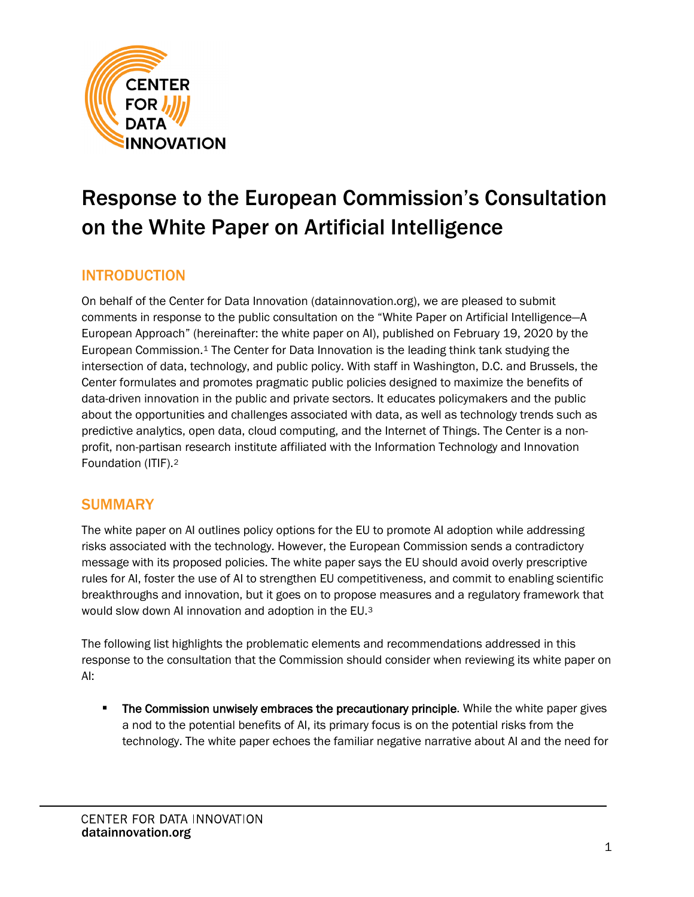# Response to the European Commission's Consultation on the White Paper on Artificial Intelligence

## INTRODUCTION

On behalf of the Center for Data Innovation (datainnovation.org), we are pleased to submit comments in response to the public consultation on the "White Paper on Artificial Intelligence—A European Approach" (hereinafter: the white paper on AI), published on February 19, 2020 by the European Commission.[1] The Center for Data Innovation is the leading think tank studying the intersection of data, technology, and public policy. With staff in Washington, D.C. and Brussels, the Center formulates and promotes pragmatic public policies designed to maximize the benefits of data-driven innovation in the public and private sectors. It educates policymakers and the public about the opportunities and challenges associated with data, as well as technology trends such as predictive analytics, open data, cloud computing, and the Internet of Things. The Center is a non-profit, non-partisan research institute affiliated with the Information Technology and Innovation Foundation (ITIF).[2]

## SUMMARY

The white paper on AI outlines policy options for the EU to promote AI adoption while addressing risks associated with the technology. However, the European Commission sends a contradictory message with its proposed policies. The white paper says the EU should avoid overly prescriptive rules for AI, foster the use of AI to strengthen EU competitiveness, and commit to enabling scientific breakthroughs and innovation, but it goes on to propose measures and a regulatory framework that would slow down AI innovation and adoption in the EU.[3]

The following list highlights the problematic elements and recommendations addressed in this response to the consultation that the Commission should consider when reviewing its white paper on AI:

- **The Commission unwisely embraces the precautionary principle**. While the white paper gives a nod to the potential benefits of AI, its primary focus is on the potential risks from the technology. The white paper echoes the familiar negative narrative about AI and the need for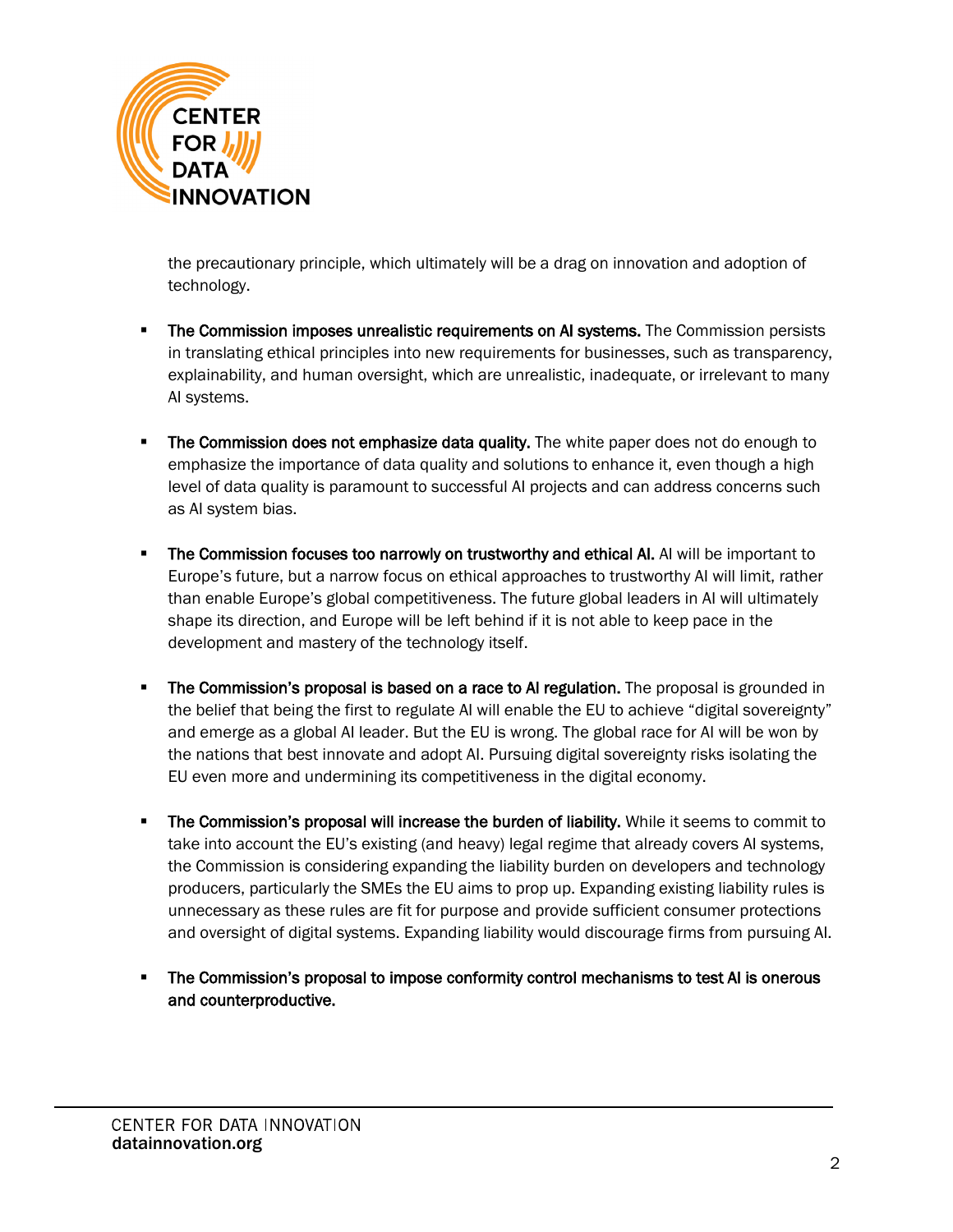the precautionary principle, which ultimately will be a drag on innovation and adoption of technology.

- **The Commission imposes unrealistic requirements on AI systems.** The Commission persists in translating ethical principles into new requirements for businesses, such as transparency, explainability, and human oversight, which are unrealistic, inadequate, or irrelevant to many AI systems.

- **The Commission does not emphasize data quality.** The white paper does not do enough to emphasize the importance of data quality and solutions to enhance it, even though a high level of data quality is paramount to successful AI projects and can address concerns such as AI system bias.

- **The Commission focuses too narrowly on trustworthy and ethical AI.** AI will be important to Europe's future, but a narrow focus on ethical approaches to trustworthy AI will limit, rather than enable Europe's global competitiveness. The future global leaders in AI will ultimately shape its direction, and Europe will be left behind if it is not able to keep pace in the development and mastery of the technology itself.

- **The Commission's proposal is based on a race to AI regulation.** The proposal is grounded in the belief that being the first to regulate AI will enable the EU to achieve "digital sovereignty" and emerge as a global AI leader. But the EU is wrong. The global race for AI will be won by the nations that best innovate and adopt AI. Pursuing digital sovereignty risks isolating the EU even more and undermining its competitiveness in the digital economy.

- **The Commission's proposal will increase the burden of liability.** While it seems to commit to take into account the EU's existing (and heavy) legal regime that already covers AI systems, the Commission is considering expanding the liability burden on developers and technology producers, particularly the SMEs the EU aims to prop up. Expanding existing liability rules is unnecessary as these rules are fit for purpose and provide sufficient consumer protections and oversight of digital systems. Expanding liability would discourage firms from pursuing AI.

- **The Commission's proposal to impose conformity control mechanisms to test AI is onerous and counterproductive.**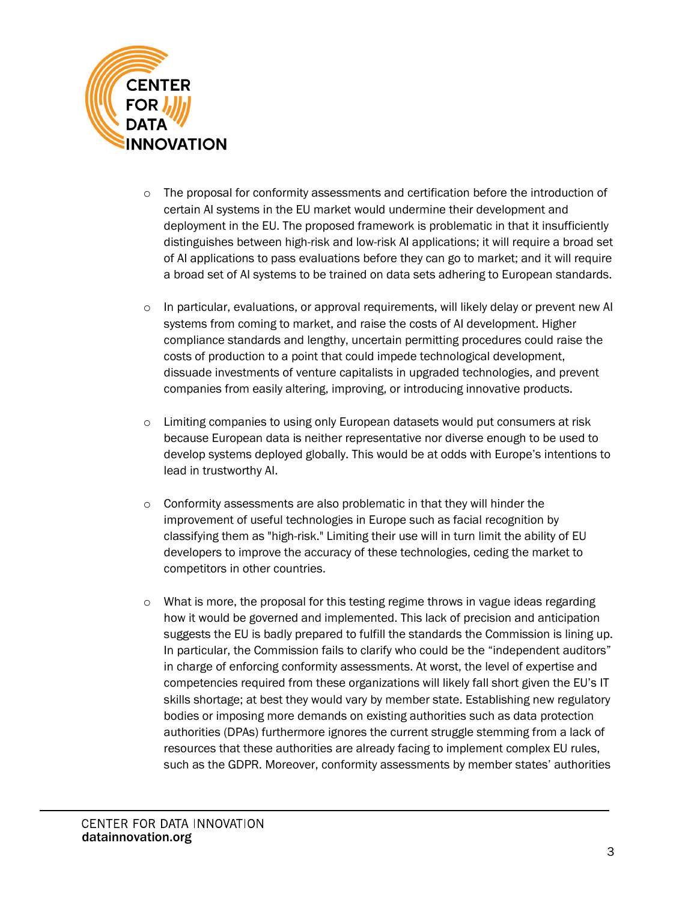- The proposal for conformity assessments and certification before the introduction of certain AI systems in the EU market would undermine their development and deployment in the EU. The proposed framework is problematic in that it insufficiently distinguishes between high-risk and low-risk AI applications; it will require a broad set of AI applications to pass evaluations before they can go to market; and it will require a broad set of AI systems to be trained on data sets adhering to European standards.

- In particular, evaluations, or approval requirements, will likely delay or prevent new AI systems from coming to market, and raise the costs of AI development. Higher compliance standards and lengthy, uncertain permitting procedures could raise the costs of production to a point that could impede technological development, dissuade investments of venture capitalists in upgraded technologies, and prevent companies from easily altering, improving, or introducing innovative products.

- Limiting companies to using only European datasets would put consumers at risk because European data is neither representative nor diverse enough to be used to develop systems deployed globally. This would be at odds with Europe's intentions to lead in trustworthy AI.

- Conformity assessments are also problematic in that they will hinder the improvement of useful technologies in Europe such as facial recognition by classifying them as "high-risk." Limiting their use will in turn limit the ability of EU developers to improve the accuracy of these technologies, ceding the market to competitors in other countries.

- What is more, the proposal for this testing regime throws in vague ideas regarding how it would be governed and implemented. This lack of precision and anticipation suggests the EU is badly prepared to fulfill the standards the Commission is lining up. In particular, the Commission fails to clarify who could be the "independent auditors" in charge of enforcing conformity assessments. At worst, the level of expertise and competencies required from these organizations will likely fall short given the EU's IT skills shortage; at best they would vary by member state. Establishing new regulatory bodies or imposing more demands on existing authorities such as data protection authorities (DPAs) furthermore ignores the current struggle stemming from a lack of resources that these authorities are already facing to implement complex EU rules, such as the GDPR. Moreover, conformity assessments by member states' authorities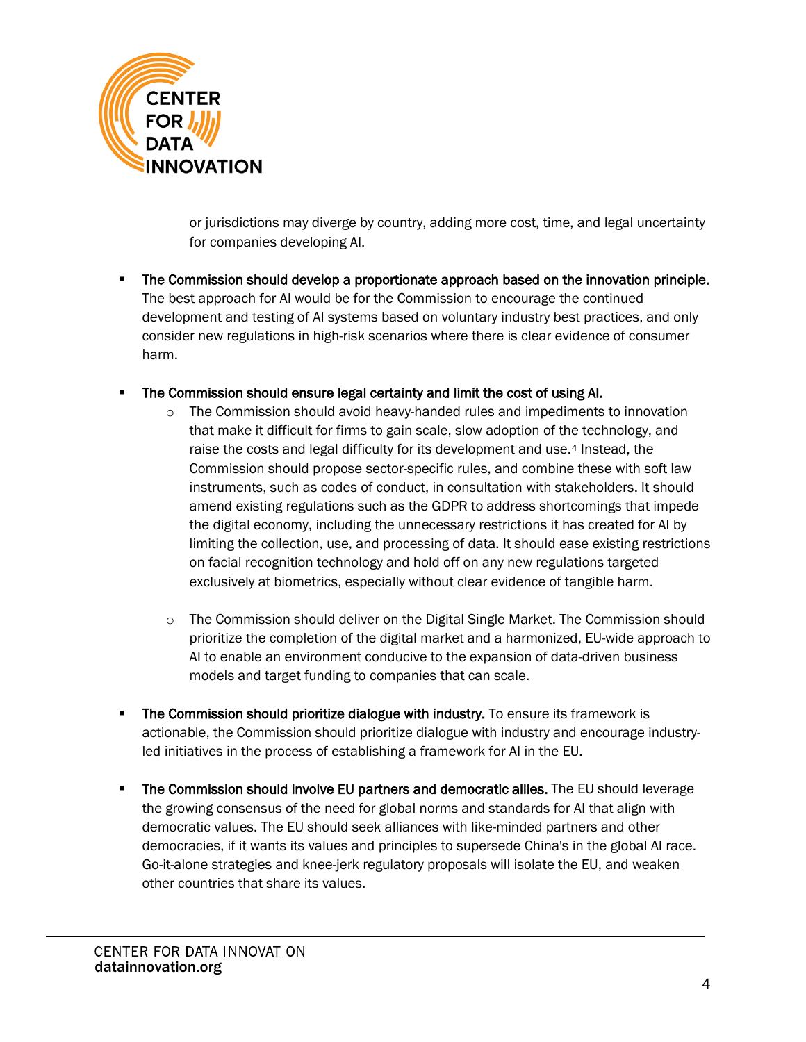or jurisdictions may diverge by country, adding more cost, time, and legal uncertainty for companies developing AI.

- **The Commission should develop a proportionate approach based on the innovation principle.** The best approach for AI would be for the Commission to encourage the continued development and testing of AI systems based on voluntary industry best practices, and only consider new regulations in high-risk scenarios where there is clear evidence of consumer harm.

- **The Commission should ensure legal certainty and limit the cost of using AI.**
    - The Commission should avoid heavy-handed rules and impediments to innovation that make it difficult for firms to gain scale, slow adoption of the technology, and raise the costs and legal difficulty for its development and use.[4] Instead, the Commission should propose sector-specific rules, and combine these with soft law instruments, such as codes of conduct, in consultation with stakeholders. It should amend existing regulations such as the GDPR to address shortcomings that impede the digital economy, including the unnecessary restrictions it has created for AI by limiting the collection, use, and processing of data. It should ease existing restrictions on facial recognition technology and hold off on any new regulations targeted exclusively at biometrics, especially without clear evidence of tangible harm.

    - The Commission should deliver on the Digital Single Market. The Commission should prioritize the completion of the digital market and a harmonized, EU-wide approach to AI to enable an environment conducive to the expansion of data-driven business models and target funding to companies that can scale.

- **The Commission should prioritize dialogue with industry.** To ensure its framework is actionable, the Commission should prioritize dialogue with industry and encourage industry-led initiatives in the process of establishing a framework for AI in the EU.

- **The Commission should involve EU partners and democratic allies.** The EU should leverage the growing consensus of the need for global norms and standards for AI that align with democratic values. The EU should seek alliances with like-minded partners and other democracies, if it wants its values and principles to supersede China's in the global AI race. Go-it-alone strategies and knee-jerk regulatory proposals will isolate the EU, and weaken other countries that share its values.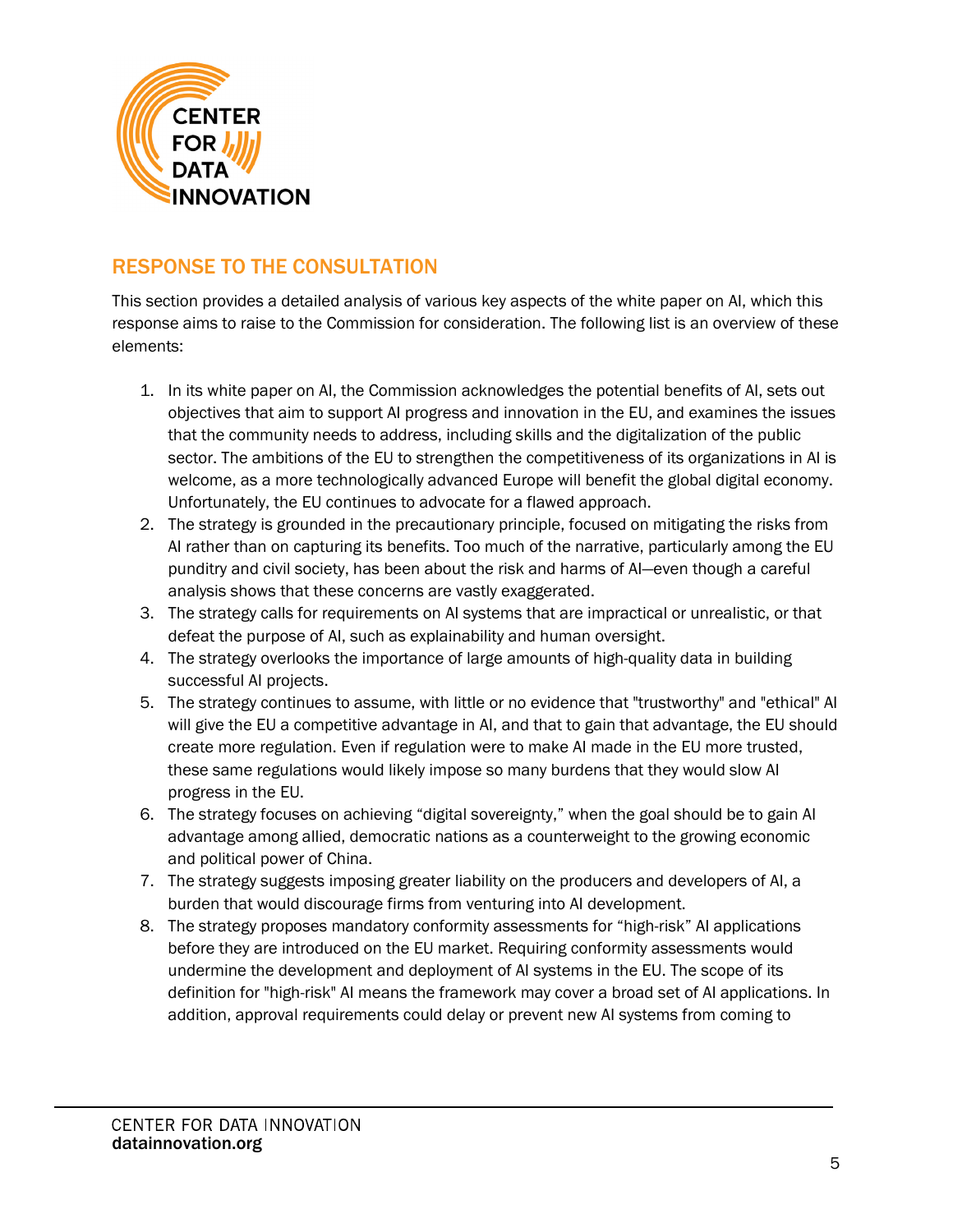## RESPONSE TO THE CONSULTATION

This section provides a detailed analysis of various key aspects of the white paper on AI, which this response aims to raise to the Commission for consideration. The following list is an overview of these elements:

1. In its white paper on AI, the Commission acknowledges the potential benefits of AI, sets out objectives that aim to support AI progress and innovation in the EU, and examines the issues that the community needs to address, including skills and the digitalization of the public sector. The ambitions of the EU to strengthen the competitiveness of its organizations in AI is welcome, as a more technologically advanced Europe will benefit the global digital economy. Unfortunately, the EU continues to advocate for a flawed approach.
2. The strategy is grounded in the precautionary principle, focused on mitigating the risks from AI rather than on capturing its benefits. Too much of the narrative, particularly among the EU punditry and civil society, has been about the risk and harms of AI—even though a careful analysis shows that these concerns are vastly exaggerated.
3. The strategy calls for requirements on AI systems that are impractical or unrealistic, or that defeat the purpose of AI, such as explainability and human oversight.
4. The strategy overlooks the importance of large amounts of high-quality data in building successful AI projects.
5. The strategy continues to assume, with little or no evidence that "trustworthy" and "ethical" AI will give the EU a competitive advantage in AI, and that to gain that advantage, the EU should create more regulation. Even if regulation were to make AI made in the EU more trusted, these same regulations would likely impose so many burdens that they would slow AI progress in the EU.
6. The strategy focuses on achieving "digital sovereignty," when the goal should be to gain AI advantage among allied, democratic nations as a counterweight to the growing economic and political power of China.
7. The strategy suggests imposing greater liability on the producers and developers of AI, a burden that would discourage firms from venturing into AI development.
8. The strategy proposes mandatory conformity assessments for "high-risk" AI applications before they are introduced on the EU market. Requiring conformity assessments would undermine the development and deployment of AI systems in the EU. The scope of its definition for "high-risk" AI means the framework may cover a broad set of AI applications. In addition, approval requirements could delay or prevent new AI systems from coming to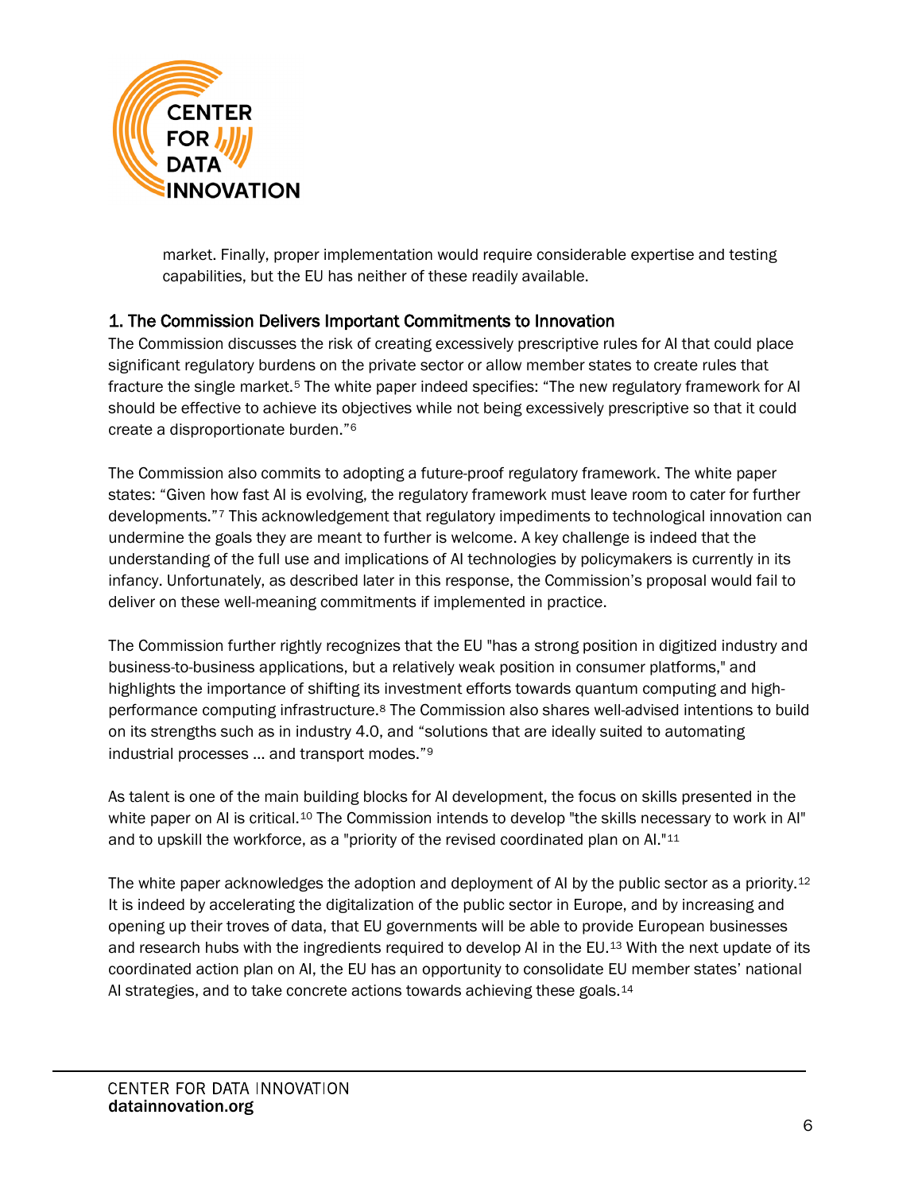market. Finally, proper implementation would require considerable expertise and testing capabilities, but the EU has neither of these readily available.

## 1. The Commission Delivers Important Commitments to Innovation

The Commission discusses the risk of creating excessively prescriptive rules for AI that could place significant regulatory burdens on the private sector or allow member states to create rules that fracture the single market.[5] The white paper indeed specifies: “The new regulatory framework for AI should be effective to achieve its objectives while not being excessively prescriptive so that it could create a disproportionate burden.”[6]

The Commission also commits to adopting a future-proof regulatory framework. The white paper states: “Given how fast AI is evolving, the regulatory framework must leave room to cater for further developments.”[7] This acknowledgement that regulatory impediments to technological innovation can undermine the goals they are meant to further is welcome. A key challenge is indeed that the understanding of the full use and implications of AI technologies by policymakers is currently in its infancy. Unfortunately, as described later in this response, the Commission’s proposal would fail to deliver on these well-meaning commitments if implemented in practice.

The Commission further rightly recognizes that the EU "has a strong position in digitized industry and business-to-business applications, but a relatively weak position in consumer platforms," and highlights the importance of shifting its investment efforts towards quantum computing and high-performance computing infrastructure.[8] The Commission also shares well-advised intentions to build on its strengths such as in industry 4.0, and “solutions that are ideally suited to automating industrial processes … and transport modes.”[9]

As talent is one of the main building blocks for AI development, the focus on skills presented in the white paper on AI is critical.[10] The Commission intends to develop "the skills necessary to work in AI" and to upskill the workforce, as a "priority of the revised coordinated plan on AI."[11]

The white paper acknowledges the adoption and deployment of AI by the public sector as a priority.[12] It is indeed by accelerating the digitalization of the public sector in Europe, and by increasing and opening up their troves of data, that EU governments will be able to provide European businesses and research hubs with the ingredients required to develop AI in the EU.[13] With the next update of its coordinated action plan on AI, the EU has an opportunity to consolidate EU member states’ national AI strategies, and to take concrete actions towards achieving these goals.[14]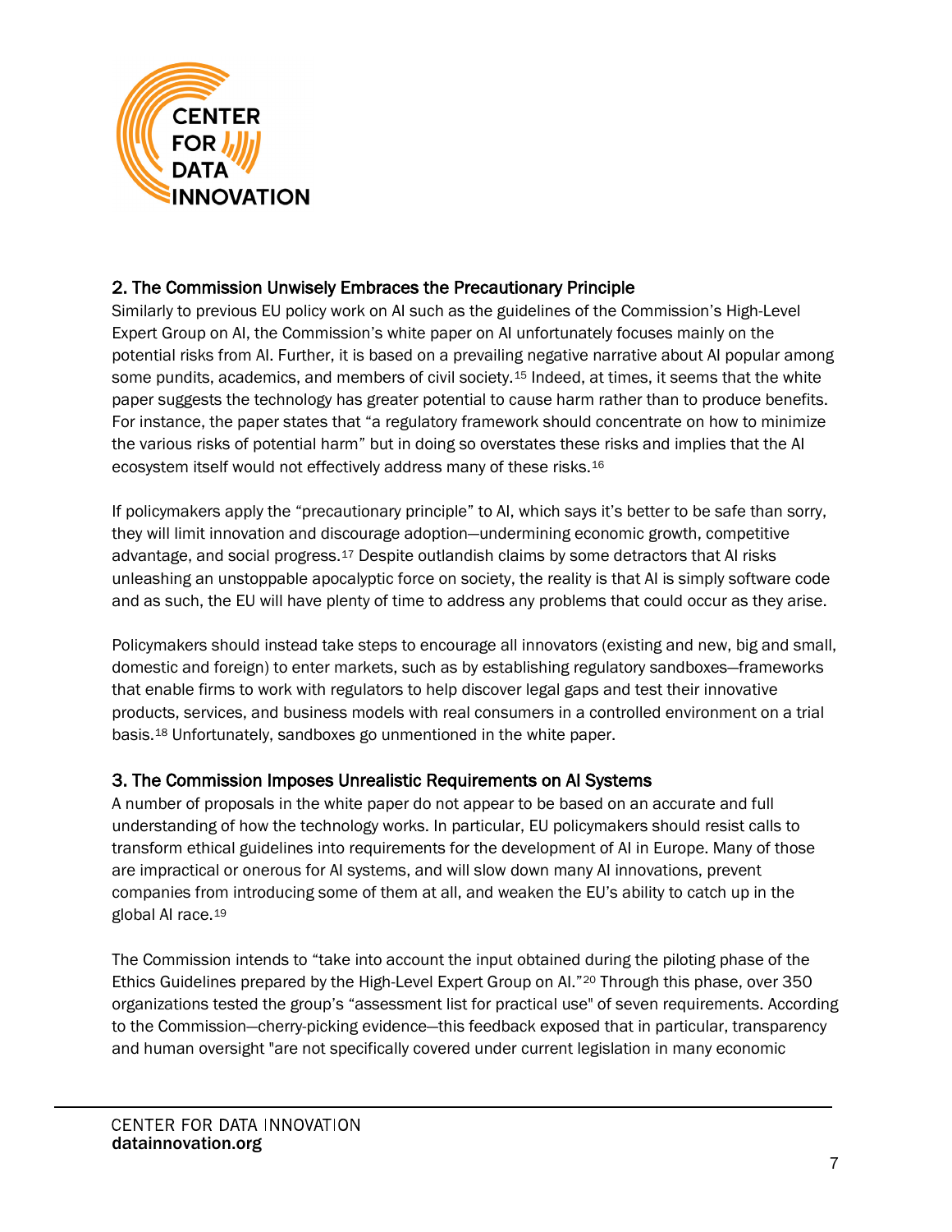## 2. The Commission Unwisely Embraces the Precautionary Principle

Similarly to previous EU policy work on AI such as the guidelines of the Commission's High-Level Expert Group on AI, the Commission's white paper on AI unfortunately focuses mainly on the potential risks from AI. Further, it is based on a prevailing negative narrative about AI popular among some pundits, academics, and members of civil society.[15] Indeed, at times, it seems that the white paper suggests the technology has greater potential to cause harm rather than to produce benefits. For instance, the paper states that "a regulatory framework should concentrate on how to minimize the various risks of potential harm" but in doing so overstates these risks and implies that the AI ecosystem itself would not effectively address many of these risks.[16]

If policymakers apply the "precautionary principle" to AI, which says it's better to be safe than sorry, they will limit innovation and discourage adoption—undermining economic growth, competitive advantage, and social progress.[17] Despite outlandish claims by some detractors that AI risks unleashing an unstoppable apocalyptic force on society, the reality is that AI is simply software code and as such, the EU will have plenty of time to address any problems that could occur as they arise.

Policymakers should instead take steps to encourage all innovators (existing and new, big and small, domestic and foreign) to enter markets, such as by establishing regulatory sandboxes—frameworks that enable firms to work with regulators to help discover legal gaps and test their innovative products, services, and business models with real consumers in a controlled environment on a trial basis.[18] Unfortunately, sandboxes go unmentioned in the white paper.

## 3. The Commission Imposes Unrealistic Requirements on AI Systems

A number of proposals in the white paper do not appear to be based on an accurate and full understanding of how the technology works. In particular, EU policymakers should resist calls to transform ethical guidelines into requirements for the development of AI in Europe. Many of those are impractical or onerous for AI systems, and will slow down many AI innovations, prevent companies from introducing some of them at all, and weaken the EU's ability to catch up in the global AI race.[19]

The Commission intends to "take into account the input obtained during the piloting phase of the Ethics Guidelines prepared by the High-Level Expert Group on AI."[20] Through this phase, over 350 organizations tested the group's "assessment list for practical use" of seven requirements. According to the Commission—cherry-picking evidence—this feedback exposed that in particular, transparency and human oversight "are not specifically covered under current legislation in many economic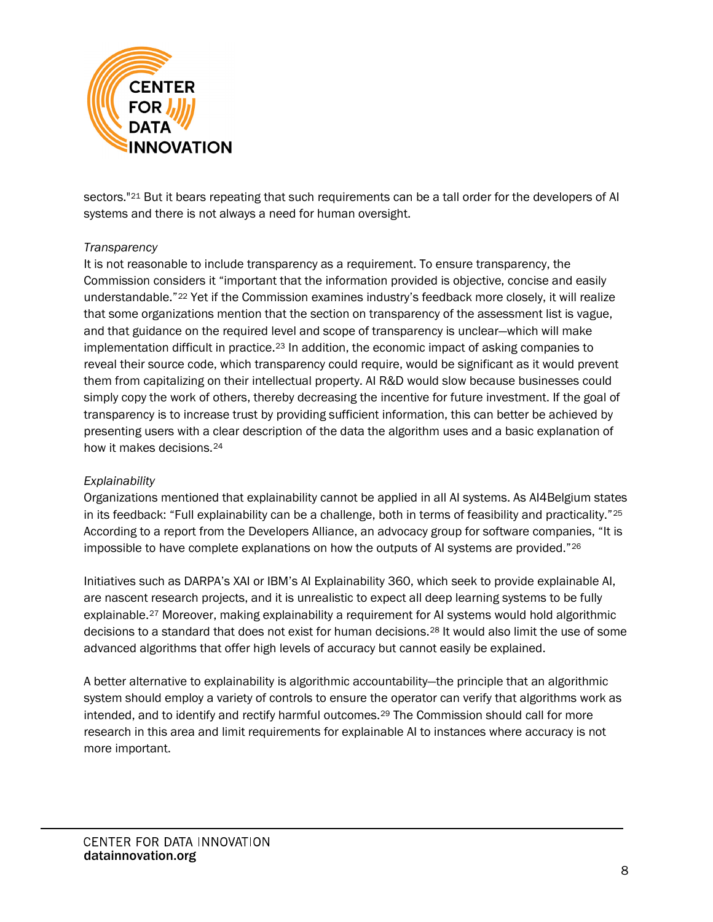sectors."[21] But it bears repeating that such requirements can be a tall order for the developers of AI systems and there is not always a need for human oversight.

*Transparency*

It is not reasonable to include transparency as a requirement. To ensure transparency, the Commission considers it "important that the information provided is objective, concise and easily understandable."[22] Yet if the Commission examines industry's feedback more closely, it will realize that some organizations mention that the section on transparency of the assessment list is vague, and that guidance on the required level and scope of transparency is unclear—which will make implementation difficult in practice.[23] In addition, the economic impact of asking companies to reveal their source code, which transparency could require, would be significant as it would prevent them from capitalizing on their intellectual property. AI R&D would slow because businesses could simply copy the work of others, thereby decreasing the incentive for future investment. If the goal of transparency is to increase trust by providing sufficient information, this can better be achieved by presenting users with a clear description of the data the algorithm uses and a basic explanation of how it makes decisions.[24]

*Explainability*

Organizations mentioned that explainability cannot be applied in all AI systems. As AI4Belgium states in its feedback: "Full explainability can be a challenge, both in terms of feasibility and practicality."[25] According to a report from the Developers Alliance, an advocacy group for software companies, "It is impossible to have complete explanations on how the outputs of AI systems are provided."[26]

Initiatives such as DARPA's XAI or IBM's AI Explainability 360, which seek to provide explainable AI, are nascent research projects, and it is unrealistic to expect all deep learning systems to be fully explainable.[27] Moreover, making explainability a requirement for AI systems would hold algorithmic decisions to a standard that does not exist for human decisions.[28] It would also limit the use of some advanced algorithms that offer high levels of accuracy but cannot easily be explained.

A better alternative to explainability is algorithmic accountability—the principle that an algorithmic system should employ a variety of controls to ensure the operator can verify that algorithms work as intended, and to identify and rectify harmful outcomes.[29] The Commission should call for more research in this area and limit requirements for explainable AI to instances where accuracy is not more important.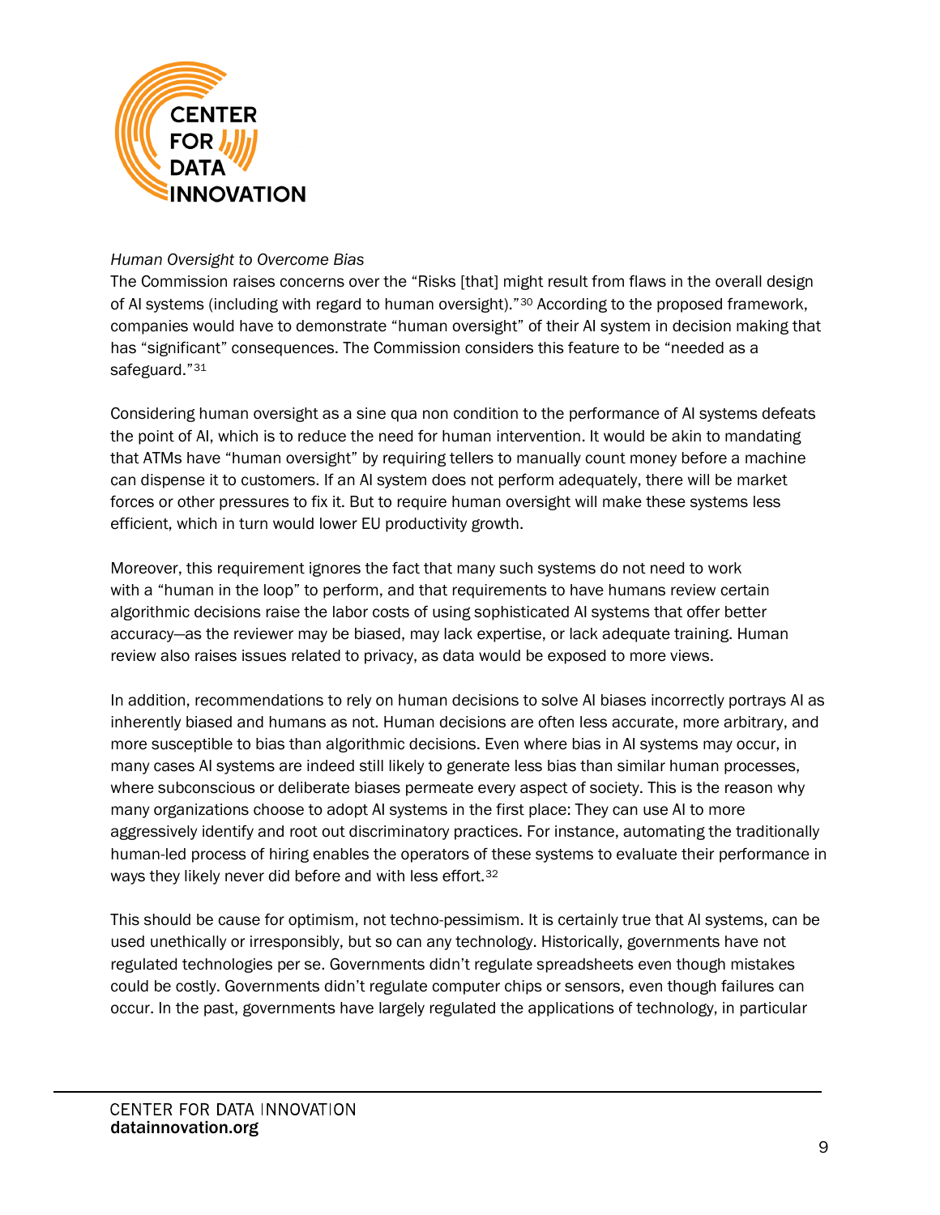*Human Oversight to Overcome Bias*

The Commission raises concerns over the "Risks [that] might result from flaws in the overall design of AI systems (including with regard to human oversight)."[30] According to the proposed framework, companies would have to demonstrate "human oversight" of their AI system in decision making that has "significant" consequences. The Commission considers this feature to be "needed as a safeguard."[31]

Considering human oversight as a sine qua non condition to the performance of AI systems defeats the point of AI, which is to reduce the need for human intervention. It would be akin to mandating that ATMs have "human oversight" by requiring tellers to manually count money before a machine can dispense it to customers. If an AI system does not perform adequately, there will be market forces or other pressures to fix it. But to require human oversight will make these systems less efficient, which in turn would lower EU productivity growth.

Moreover, this requirement ignores the fact that many such systems do not need to work with a "human in the loop" to perform, and that requirements to have humans review certain algorithmic decisions raise the labor costs of using sophisticated AI systems that offer better accuracy—as the reviewer may be biased, may lack expertise, or lack adequate training. Human review also raises issues related to privacy, as data would be exposed to more views.

In addition, recommendations to rely on human decisions to solve AI biases incorrectly portrays AI as inherently biased and humans as not. Human decisions are often less accurate, more arbitrary, and more susceptible to bias than algorithmic decisions. Even where bias in AI systems may occur, in many cases AI systems are indeed still likely to generate less bias than similar human processes, where subconscious or deliberate biases permeate every aspect of society. This is the reason why many organizations choose to adopt AI systems in the first place: They can use AI to more aggressively identify and root out discriminatory practices. For instance, automating the traditionally human-led process of hiring enables the operators of these systems to evaluate their performance in ways they likely never did before and with less effort.[32]

This should be cause for optimism, not techno-pessimism. It is certainly true that AI systems, can be used unethically or irresponsibly, but so can any technology. Historically, governments have not regulated technologies per se. Governments didn't regulate spreadsheets even though mistakes could be costly. Governments didn't regulate computer chips or sensors, even though failures can occur. In the past, governments have largely regulated the applications of technology, in particular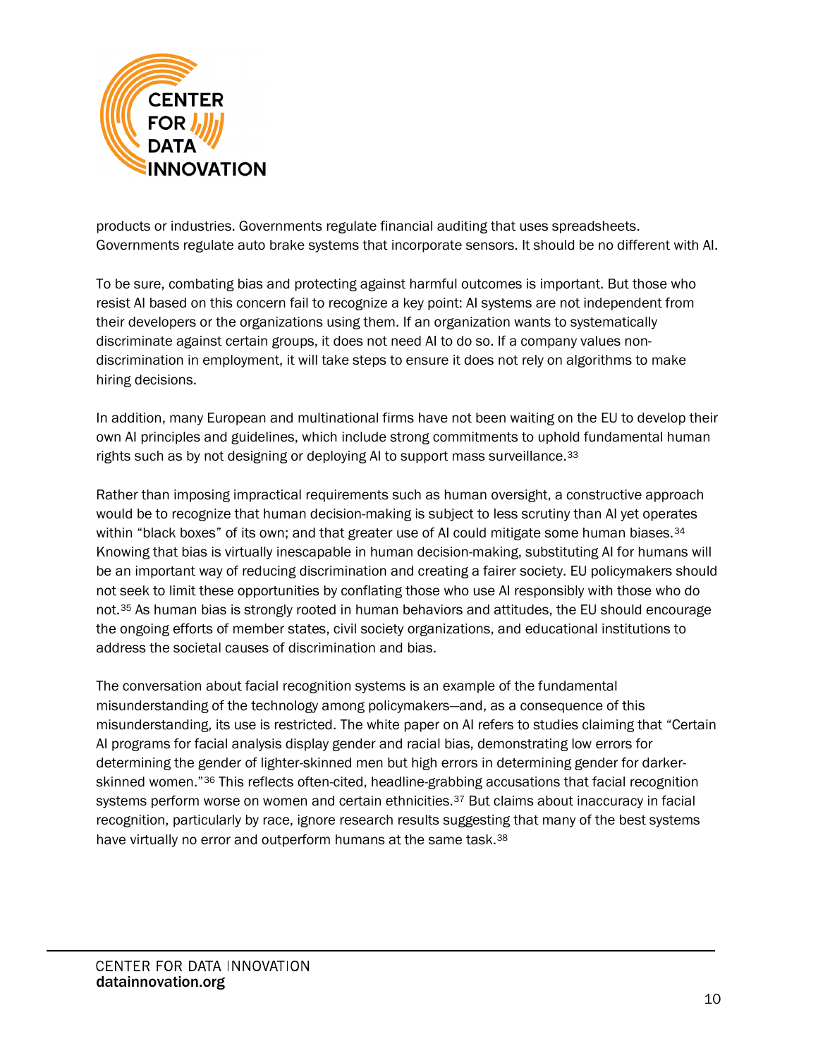products or industries. Governments regulate financial auditing that uses spreadsheets. Governments regulate auto brake systems that incorporate sensors. It should be no different with AI.

To be sure, combating bias and protecting against harmful outcomes is important. But those who resist AI based on this concern fail to recognize a key point: AI systems are not independent from their developers or the organizations using them. If an organization wants to systematically discriminate against certain groups, it does not need AI to do so. If a company values non-discrimination in employment, it will take steps to ensure it does not rely on algorithms to make hiring decisions.

In addition, many European and multinational firms have not been waiting on the EU to develop their own AI principles and guidelines, which include strong commitments to uphold fundamental human rights such as by not designing or deploying AI to support mass surveillance.[33]

Rather than imposing impractical requirements such as human oversight, a constructive approach would be to recognize that human decision-making is subject to less scrutiny than AI yet operates within "black boxes" of its own; and that greater use of AI could mitigate some human biases.[34] Knowing that bias is virtually inescapable in human decision-making, substituting AI for humans will be an important way of reducing discrimination and creating a fairer society. EU policymakers should not seek to limit these opportunities by conflating those who use AI responsibly with those who do not.[35] As human bias is strongly rooted in human behaviors and attitudes, the EU should encourage the ongoing efforts of member states, civil society organizations, and educational institutions to address the societal causes of discrimination and bias.

The conversation about facial recognition systems is an example of the fundamental misunderstanding of the technology among policymakers—and, as a consequence of this misunderstanding, its use is restricted. The white paper on AI refers to studies claiming that "Certain AI programs for facial analysis display gender and racial bias, demonstrating low errors for determining the gender of lighter-skinned men but high errors in determining gender for darker-skinned women."[36] This reflects often-cited, headline-grabbing accusations that facial recognition systems perform worse on women and certain ethnicities.[37] But claims about inaccuracy in facial recognition, particularly by race, ignore research results suggesting that many of the best systems have virtually no error and outperform humans at the same task.[38]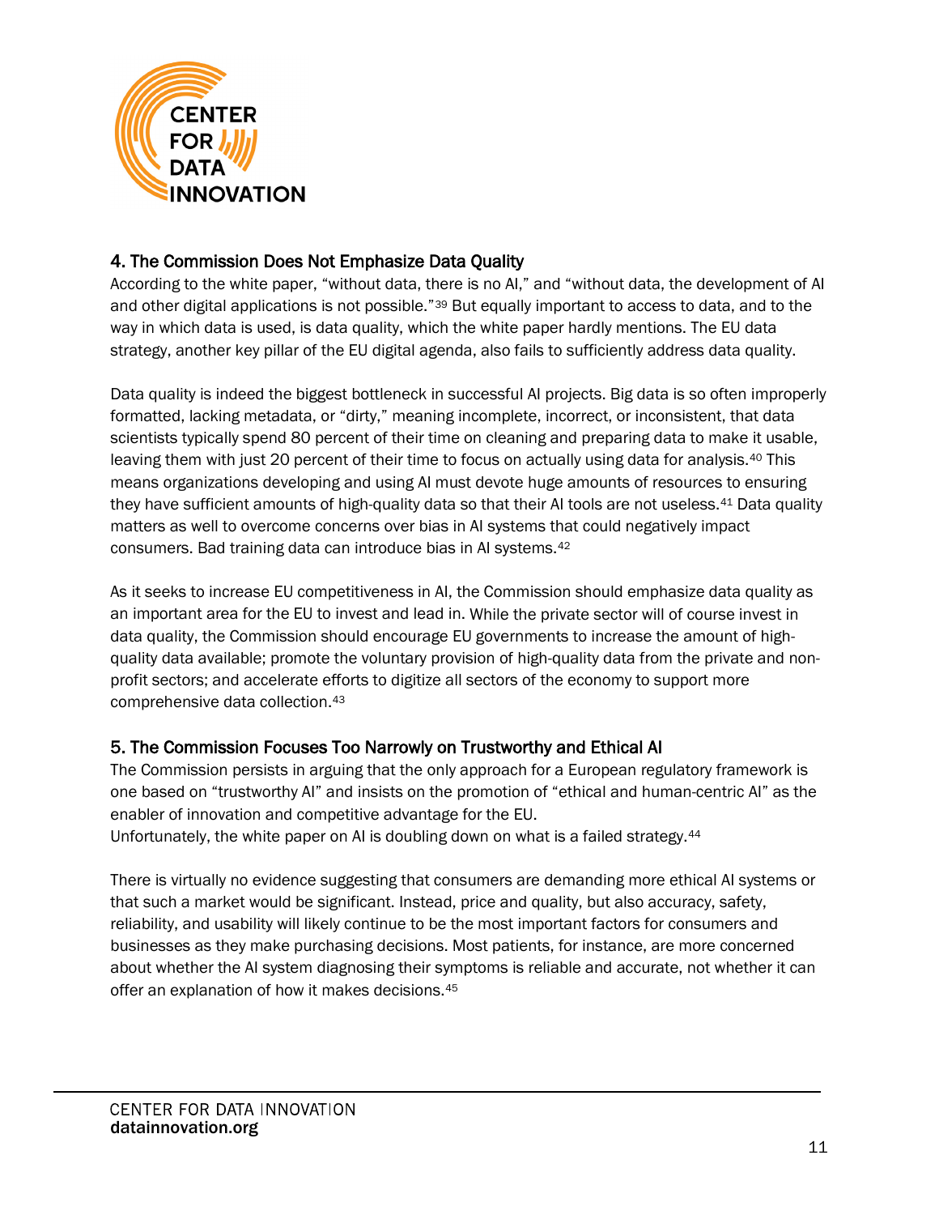## 4. The Commission Does Not Emphasize Data Quality

According to the white paper, "without data, there is no AI," and "without data, the development of AI and other digital applications is not possible."[39] But equally important to access to data, and to the way in which data is used, is data quality, which the white paper hardly mentions. The EU data strategy, another key pillar of the EU digital agenda, also fails to sufficiently address data quality.

Data quality is indeed the biggest bottleneck in successful AI projects. Big data is so often improperly formatted, lacking metadata, or "dirty," meaning incomplete, incorrect, or inconsistent, that data scientists typically spend 80 percent of their time on cleaning and preparing data to make it usable, leaving them with just 20 percent of their time to focus on actually using data for analysis.[40] This means organizations developing and using AI must devote huge amounts of resources to ensuring they have sufficient amounts of high-quality data so that their AI tools are not useless.[41] Data quality matters as well to overcome concerns over bias in AI systems that could negatively impact consumers. Bad training data can introduce bias in AI systems.[42]

As it seeks to increase EU competitiveness in AI, the Commission should emphasize data quality as an important area for the EU to invest and lead in. While the private sector will of course invest in data quality, the Commission should encourage EU governments to increase the amount of high-quality data available; promote the voluntary provision of high-quality data from the private and non-profit sectors; and accelerate efforts to digitize all sectors of the economy to support more comprehensive data collection.[43]

## 5. The Commission Focuses Too Narrowly on Trustworthy and Ethical AI

The Commission persists in arguing that the only approach for a European regulatory framework is one based on "trustworthy AI" and insists on the promotion of "ethical and human-centric AI" as the enabler of innovation and competitive advantage for the EU.
Unfortunately, the white paper on AI is doubling down on what is a failed strategy.[44]

There is virtually no evidence suggesting that consumers are demanding more ethical AI systems or that such a market would be significant. Instead, price and quality, but also accuracy, safety, reliability, and usability will likely continue to be the most important factors for consumers and businesses as they make purchasing decisions. Most patients, for instance, are more concerned about whether the AI system diagnosing their symptoms is reliable and accurate, not whether it can offer an explanation of how it makes decisions.[45]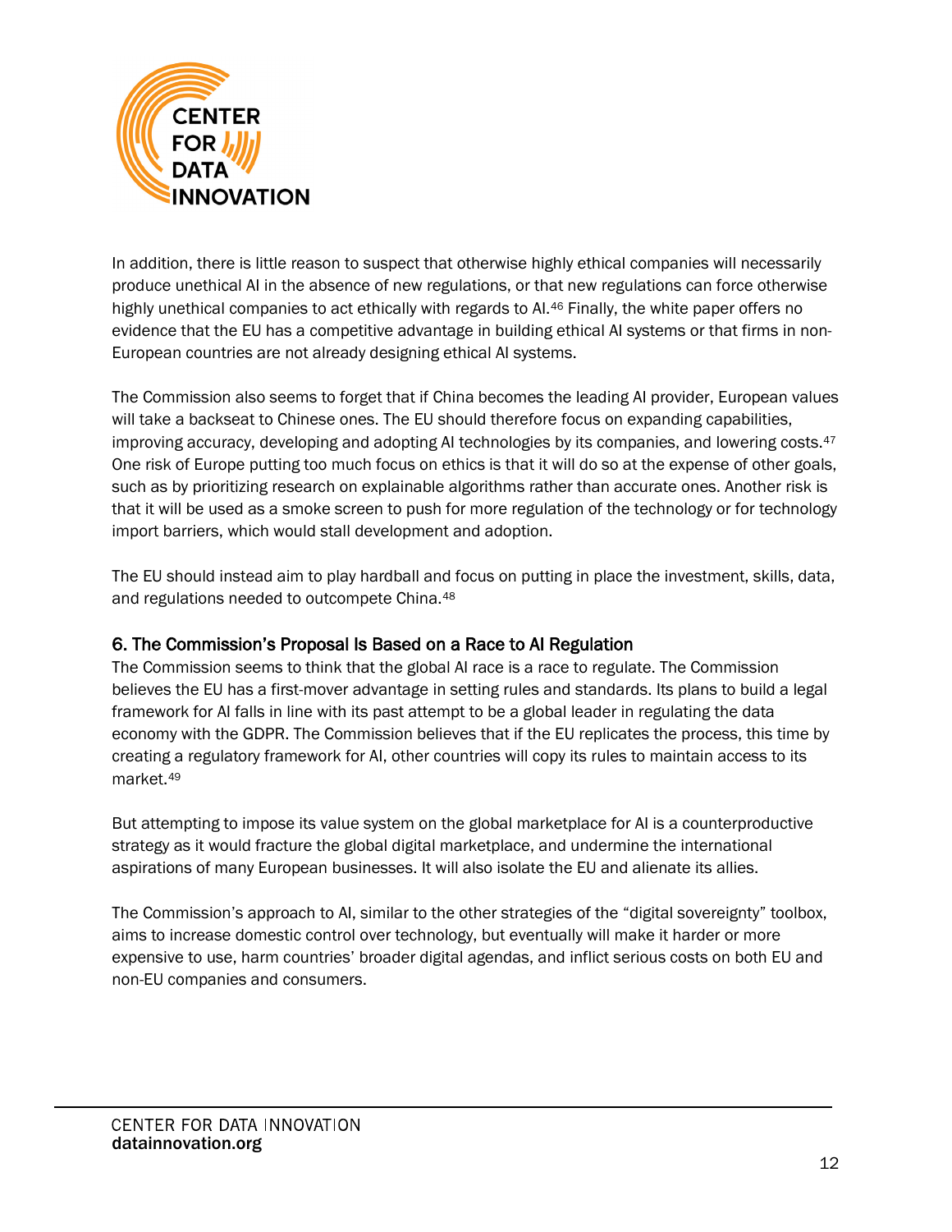In addition, there is little reason to suspect that otherwise highly ethical companies will necessarily produce unethical AI in the absence of new regulations, or that new regulations can force otherwise highly unethical companies to act ethically with regards to AI.[46] Finally, the white paper offers no evidence that the EU has a competitive advantage in building ethical AI systems or that firms in non-European countries are not already designing ethical AI systems.

The Commission also seems to forget that if China becomes the leading AI provider, European values will take a backseat to Chinese ones. The EU should therefore focus on expanding capabilities, improving accuracy, developing and adopting AI technologies by its companies, and lowering costs.[47] One risk of Europe putting too much focus on ethics is that it will do so at the expense of other goals, such as by prioritizing research on explainable algorithms rather than accurate ones. Another risk is that it will be used as a smoke screen to push for more regulation of the technology or for technology import barriers, which would stall development and adoption.

The EU should instead aim to play hardball and focus on putting in place the investment, skills, data, and regulations needed to outcompete China.[48]

### 6. The Commission's Proposal Is Based on a Race to AI Regulation

The Commission seems to think that the global AI race is a race to regulate. The Commission believes the EU has a first-mover advantage in setting rules and standards. Its plans to build a legal framework for AI falls in line with its past attempt to be a global leader in regulating the data economy with the GDPR. The Commission believes that if the EU replicates the process, this time by creating a regulatory framework for AI, other countries will copy its rules to maintain access to its market.[49]

But attempting to impose its value system on the global marketplace for AI is a counterproductive strategy as it would fracture the global digital marketplace, and undermine the international aspirations of many European businesses. It will also isolate the EU and alienate its allies.

The Commission's approach to AI, similar to the other strategies of the "digital sovereignty" toolbox, aims to increase domestic control over technology, but eventually will make it harder or more expensive to use, harm countries' broader digital agendas, and inflict serious costs on both EU and non-EU companies and consumers.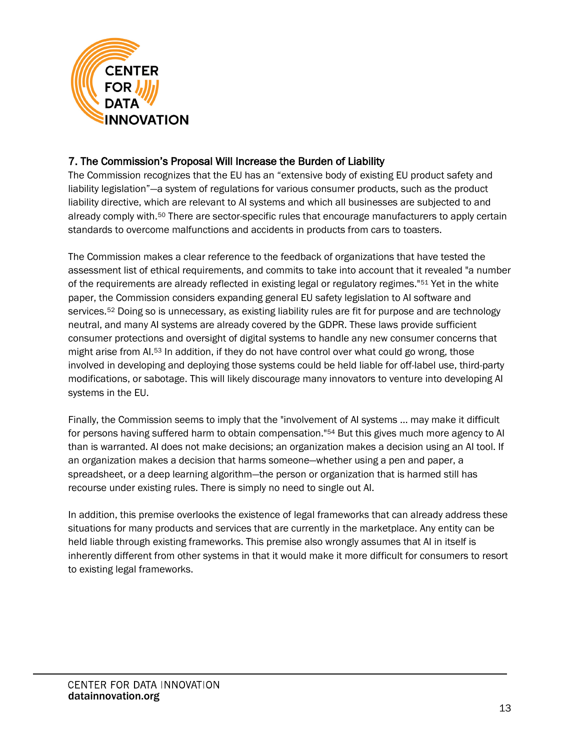## 7. The Commission's Proposal Will Increase the Burden of Liability

The Commission recognizes that the EU has an "extensive body of existing EU product safety and liability legislation"—a system of regulations for various consumer products, such as the product liability directive, which are relevant to AI systems and which all businesses are subjected to and already comply with.[50] There are sector-specific rules that encourage manufacturers to apply certain standards to overcome malfunctions and accidents in products from cars to toasters.

The Commission makes a clear reference to the feedback of organizations that have tested the assessment list of ethical requirements, and commits to take into account that it revealed "a number of the requirements are already reflected in existing legal or regulatory regimes."[51] Yet in the white paper, the Commission considers expanding general EU safety legislation to AI software and services.[52] Doing so is unnecessary, as existing liability rules are fit for purpose and are technology neutral, and many AI systems are already covered by the GDPR. These laws provide sufficient consumer protections and oversight of digital systems to handle any new consumer concerns that might arise from AI.[53] In addition, if they do not have control over what could go wrong, those involved in developing and deploying those systems could be held liable for off-label use, third-party modifications, or sabotage. This will likely discourage many innovators to venture into developing AI systems in the EU.

Finally, the Commission seems to imply that the "involvement of AI systems … may make it difficult for persons having suffered harm to obtain compensation."[54] But this gives much more agency to AI than is warranted. AI does not make decisions; an organization makes a decision using an AI tool. If an organization makes a decision that harms someone—whether using a pen and paper, a spreadsheet, or a deep learning algorithm—the person or organization that is harmed still has recourse under existing rules. There is simply no need to single out AI.

In addition, this premise overlooks the existence of legal frameworks that can already address these situations for many products and services that are currently in the marketplace. Any entity can be held liable through existing frameworks. This premise also wrongly assumes that AI in itself is inherently different from other systems in that it would make it more difficult for consumers to resort to existing legal frameworks.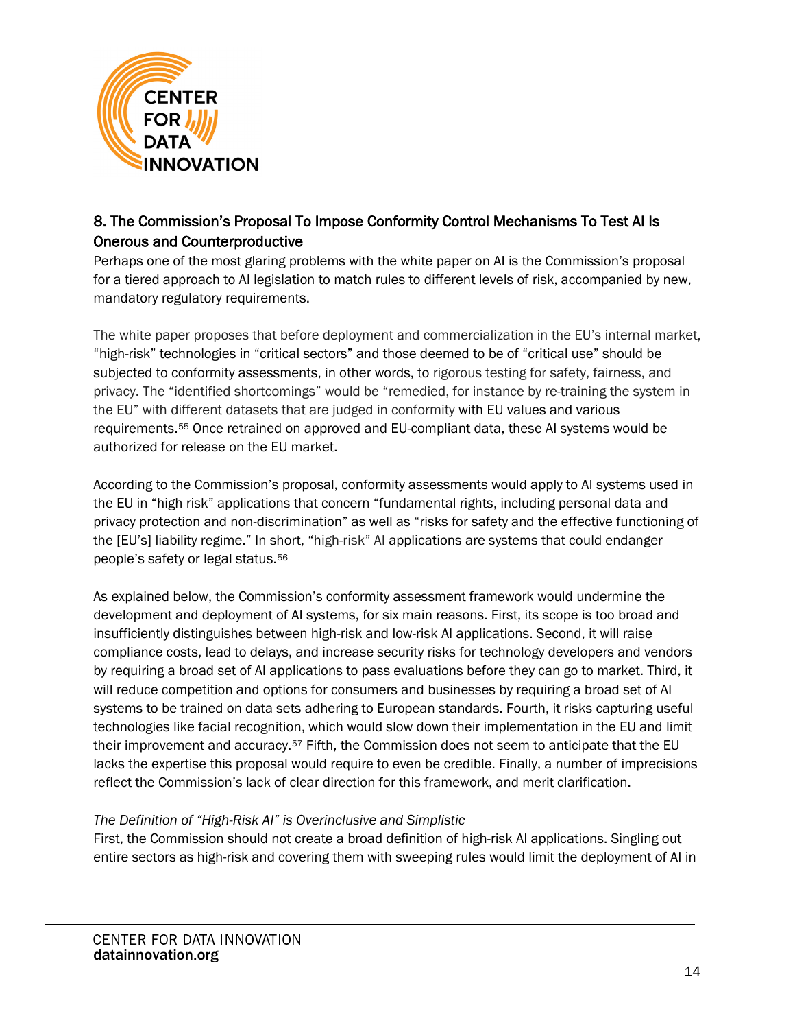## 8. The Commission's Proposal To Impose Conformity Control Mechanisms To Test AI Is Onerous and Counterproductive

Perhaps one of the most glaring problems with the white paper on AI is the Commission's proposal for a tiered approach to AI legislation to match rules to different levels of risk, accompanied by new, mandatory regulatory requirements.

The white paper proposes that before deployment and commercialization in the EU's internal market, "high-risk" technologies in "critical sectors" and those deemed to be of "critical use" should be subjected to conformity assessments, in other words, to rigorous testing for safety, fairness, and privacy. The "identified shortcomings" would be "remedied, for instance by re-training the system in the EU" with different datasets that are judged in conformity with EU values and various requirements.[55] Once retrained on approved and EU-compliant data, these AI systems would be authorized for release on the EU market.

According to the Commission's proposal, conformity assessments would apply to AI systems used in the EU in "high risk" applications that concern "fundamental rights, including personal data and privacy protection and non-discrimination" as well as "risks for safety and the effective functioning of the [EU's] liability regime." In short, "high-risk" AI applications are systems that could endanger people's safety or legal status.[56]

As explained below, the Commission's conformity assessment framework would undermine the development and deployment of AI systems, for six main reasons. First, its scope is too broad and insufficiently distinguishes between high-risk and low-risk AI applications. Second, it will raise compliance costs, lead to delays, and increase security risks for technology developers and vendors by requiring a broad set of AI applications to pass evaluations before they can go to market. Third, it will reduce competition and options for consumers and businesses by requiring a broad set of AI systems to be trained on data sets adhering to European standards. Fourth, it risks capturing useful technologies like facial recognition, which would slow down their implementation in the EU and limit their improvement and accuracy.[57] Fifth, the Commission does not seem to anticipate that the EU lacks the expertise this proposal would require to even be credible. Finally, a number of imprecisions reflect the Commission's lack of clear direction for this framework, and merit clarification.

*The Definition of "High-Risk AI" is Overinclusive and Simplistic*

First, the Commission should not create a broad definition of high-risk AI applications. Singling out entire sectors as high-risk and covering them with sweeping rules would limit the deployment of AI in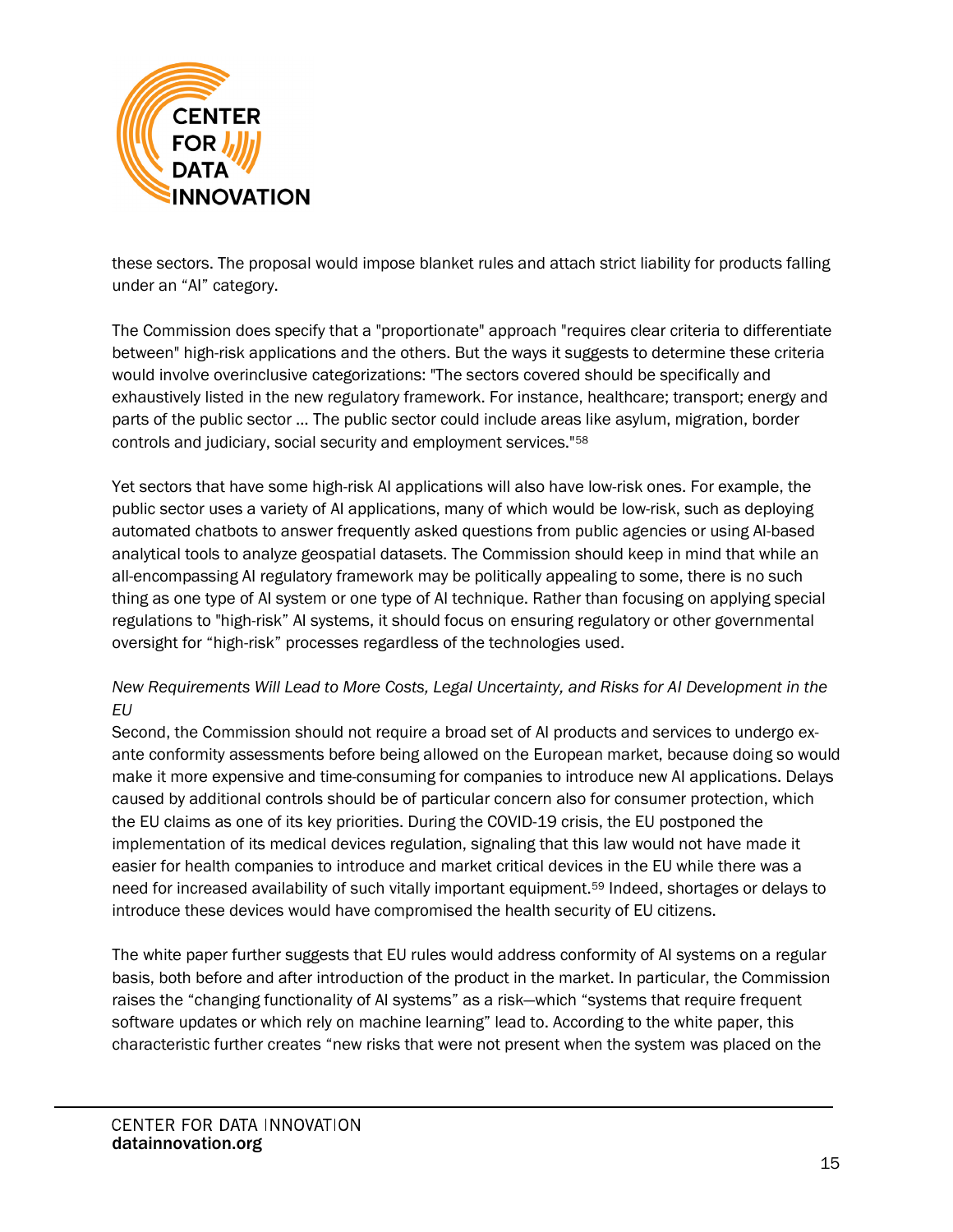these sectors. The proposal would impose blanket rules and attach strict liability for products falling under an "AI" category.

The Commission does specify that a "proportionate" approach "requires clear criteria to differentiate between" high-risk applications and the others. But the ways it suggests to determine these criteria would involve overinclusive categorizations: "The sectors covered should be specifically and exhaustively listed in the new regulatory framework. For instance, healthcare; transport; energy and parts of the public sector ... The public sector could include areas like asylum, migration, border controls and judiciary, social security and employment services."[58]

Yet sectors that have some high-risk AI applications will also have low-risk ones. For example, the public sector uses a variety of AI applications, many of which would be low-risk, such as deploying automated chatbots to answer frequently asked questions from public agencies or using AI-based analytical tools to analyze geospatial datasets. The Commission should keep in mind that while an all-encompassing AI regulatory framework may be politically appealing to some, there is no such thing as one type of AI system or one type of AI technique. Rather than focusing on applying special regulations to "high-risk" AI systems, it should focus on ensuring regulatory or other governmental oversight for "high-risk" processes regardless of the technologies used.

*New Requirements Will Lead to More Costs, Legal Uncertainty, and Risks for AI Development in the EU*

Second, the Commission should not require a broad set of AI products and services to undergo ex-ante conformity assessments before being allowed on the European market, because doing so would make it more expensive and time-consuming for companies to introduce new AI applications. Delays caused by additional controls should be of particular concern also for consumer protection, which the EU claims as one of its key priorities. During the COVID-19 crisis, the EU postponed the implementation of its medical devices regulation, signaling that this law would not have made it easier for health companies to introduce and market critical devices in the EU while there was a need for increased availability of such vitally important equipment.[59] Indeed, shortages or delays to introduce these devices would have compromised the health security of EU citizens.

The white paper further suggests that EU rules would address conformity of AI systems on a regular basis, both before and after introduction of the product in the market. In particular, the Commission raises the "changing functionality of AI systems" as a risk—which "systems that require frequent software updates or which rely on machine learning" lead to. According to the white paper, this characteristic further creates "new risks that were not present when the system was placed on the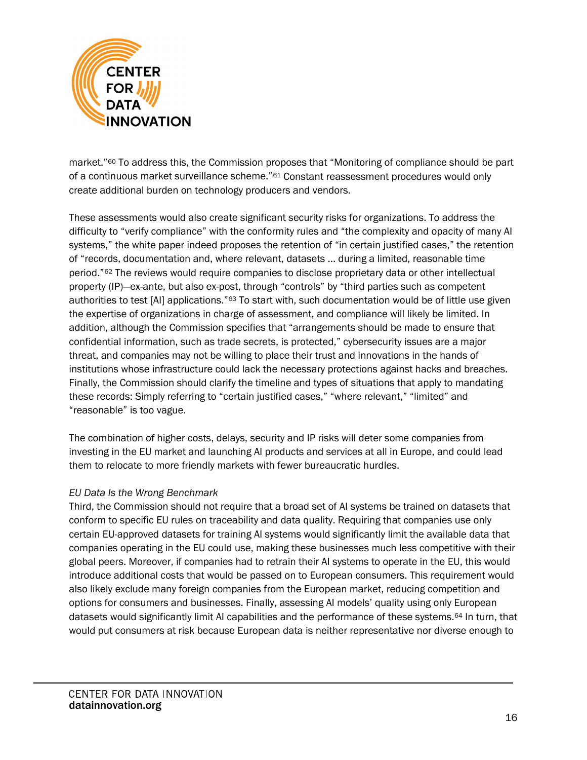market."[60] To address this, the Commission proposes that "Monitoring of compliance should be part of a continuous market surveillance scheme."[61] Constant reassessment procedures would only create additional burden on technology producers and vendors.

These assessments would also create significant security risks for organizations. To address the difficulty to "verify compliance" with the conformity rules and "the complexity and opacity of many AI systems," the white paper indeed proposes the retention of "in certain justified cases," the retention of "records, documentation and, where relevant, datasets … during a limited, reasonable time period."[62] The reviews would require companies to disclose proprietary data or other intellectual property (IP)—ex-ante, but also ex-post, through "controls" by "third parties such as competent authorities to test [AI] applications."[63] To start with, such documentation would be of little use given the expertise of organizations in charge of assessment, and compliance will likely be limited. In addition, although the Commission specifies that "arrangements should be made to ensure that confidential information, such as trade secrets, is protected," cybersecurity issues are a major threat, and companies may not be willing to place their trust and innovations in the hands of institutions whose infrastructure could lack the necessary protections against hacks and breaches. Finally, the Commission should clarify the timeline and types of situations that apply to mandating these records: Simply referring to "certain justified cases," "where relevant," "limited" and "reasonable" is too vague.

The combination of higher costs, delays, security and IP risks will deter some companies from investing in the EU market and launching AI products and services at all in Europe, and could lead them to relocate to more friendly markets with fewer bureaucratic hurdles.

*EU Data Is the Wrong Benchmark*

Third, the Commission should not require that a broad set of AI systems be trained on datasets that conform to specific EU rules on traceability and data quality. Requiring that companies use only certain EU-approved datasets for training AI systems would significantly limit the available data that companies operating in the EU could use, making these businesses much less competitive with their global peers. Moreover, if companies had to retrain their AI systems to operate in the EU, this would introduce additional costs that would be passed on to European consumers. This requirement would also likely exclude many foreign companies from the European market, reducing competition and options for consumers and businesses. Finally, assessing AI models' quality using only European datasets would significantly limit AI capabilities and the performance of these systems.[64] In turn, that would put consumers at risk because European data is neither representative nor diverse enough to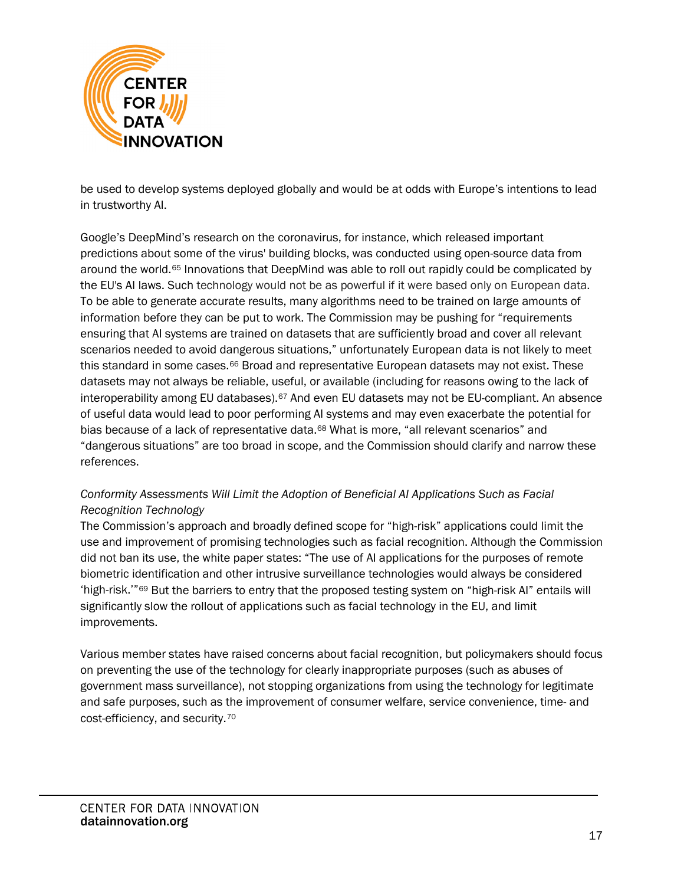be used to develop systems deployed globally and would be at odds with Europe's intentions to lead in trustworthy AI.

Google's DeepMind's research on the coronavirus, for instance, which released important predictions about some of the virus' building blocks, was conducted using open-source data from around the world.[65] Innovations that DeepMind was able to roll out rapidly could be complicated by the EU's AI laws. Such technology would not be as powerful if it were based only on European data. To be able to generate accurate results, many algorithms need to be trained on large amounts of information before they can be put to work. The Commission may be pushing for "requirements ensuring that AI systems are trained on datasets that are sufficiently broad and cover all relevant scenarios needed to avoid dangerous situations," unfortunately European data is not likely to meet this standard in some cases.[66] Broad and representative European datasets may not exist. These datasets may not always be reliable, useful, or available (including for reasons owing to the lack of interoperability among EU databases).[67] And even EU datasets may not be EU-compliant. An absence of useful data would lead to poor performing AI systems and may even exacerbate the potential for bias because of a lack of representative data.[68] What is more, "all relevant scenarios" and "dangerous situations" are too broad in scope, and the Commission should clarify and narrow these references.

*Conformity Assessments Will Limit the Adoption of Beneficial AI Applications Such as Facial Recognition Technology*

The Commission's approach and broadly defined scope for "high-risk" applications could limit the use and improvement of promising technologies such as facial recognition. Although the Commission did not ban its use, the white paper states: "The use of AI applications for the purposes of remote biometric identification and other intrusive surveillance technologies would always be considered 'high-risk.'"[69] But the barriers to entry that the proposed testing system on "high-risk AI" entails will significantly slow the rollout of applications such as facial technology in the EU, and limit improvements.

Various member states have raised concerns about facial recognition, but policymakers should focus on preventing the use of the technology for clearly inappropriate purposes (such as abuses of government mass surveillance), not stopping organizations from using the technology for legitimate and safe purposes, such as the improvement of consumer welfare, service convenience, time- and cost-efficiency, and security.[70]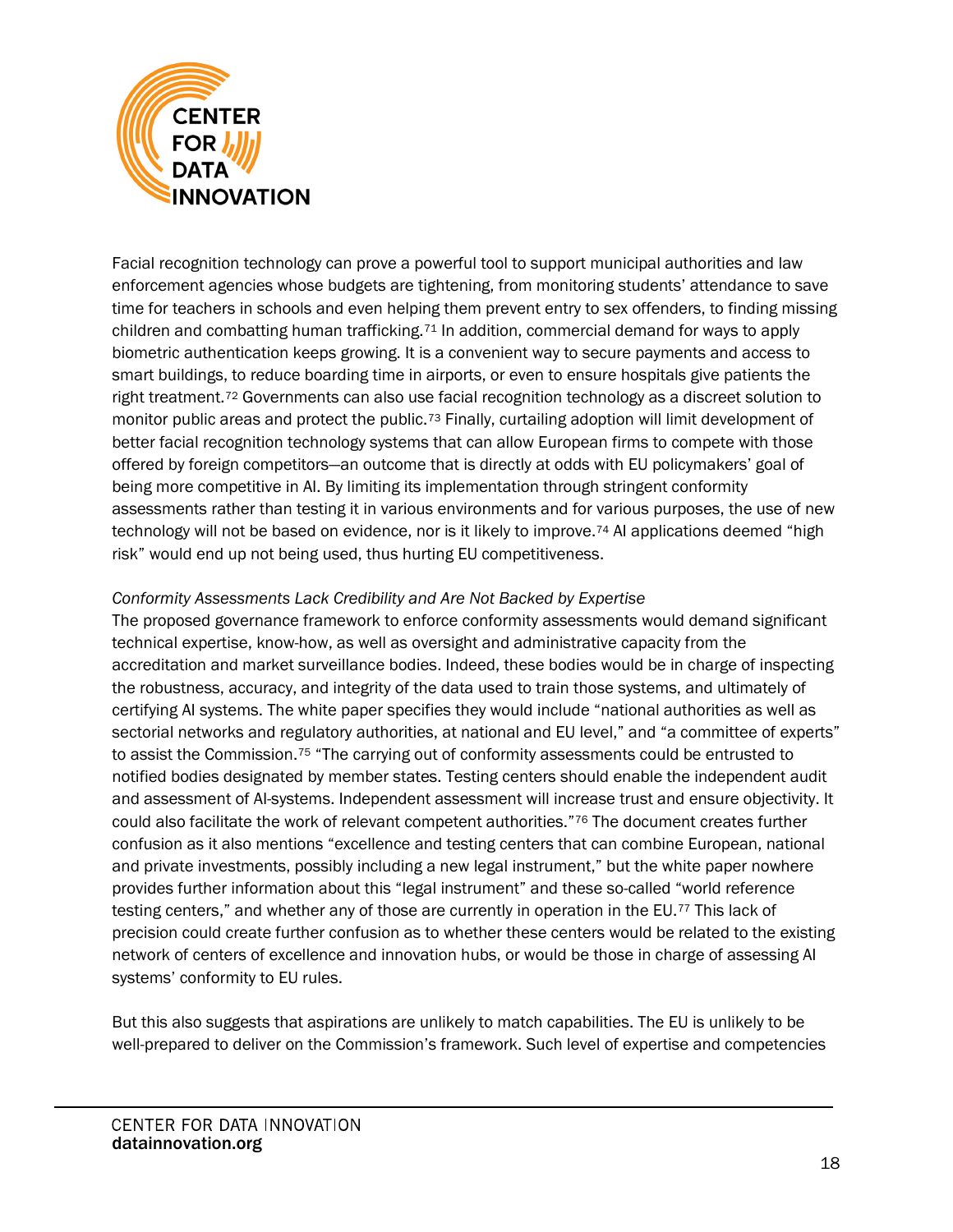Facial recognition technology can prove a powerful tool to support municipal authorities and law enforcement agencies whose budgets are tightening, from monitoring students' attendance to save time for teachers in schools and even helping them prevent entry to sex offenders, to finding missing children and combatting human trafficking.[71] In addition, commercial demand for ways to apply biometric authentication keeps growing. It is a convenient way to secure payments and access to smart buildings, to reduce boarding time in airports, or even to ensure hospitals give patients the right treatment.[72] Governments can also use facial recognition technology as a discreet solution to monitor public areas and protect the public.[73] Finally, curtailing adoption will limit development of better facial recognition technology systems that can allow European firms to compete with those offered by foreign competitors—an outcome that is directly at odds with EU policymakers' goal of being more competitive in AI. By limiting its implementation through stringent conformity assessments rather than testing it in various environments and for various purposes, the use of new technology will not be based on evidence, nor is it likely to improve.[74] AI applications deemed "high risk" would end up not being used, thus hurting EU competitiveness.

*Conformity Assessments Lack Credibility and Are Not Backed by Expertise*

The proposed governance framework to enforce conformity assessments would demand significant technical expertise, know-how, as well as oversight and administrative capacity from the accreditation and market surveillance bodies. Indeed, these bodies would be in charge of inspecting the robustness, accuracy, and integrity of the data used to train those systems, and ultimately of certifying AI systems. The white paper specifies they would include "national authorities as well as sectorial networks and regulatory authorities, at national and EU level," and "a committee of experts" to assist the Commission.[75] "The carrying out of conformity assessments could be entrusted to notified bodies designated by member states. Testing centers should enable the independent audit and assessment of AI-systems. Independent assessment will increase trust and ensure objectivity. It could also facilitate the work of relevant competent authorities."[76] The document creates further confusion as it also mentions "excellence and testing centers that can combine European, national and private investments, possibly including a new legal instrument," but the white paper nowhere provides further information about this "legal instrument" and these so-called "world reference testing centers," and whether any of those are currently in operation in the EU.[77] This lack of precision could create further confusion as to whether these centers would be related to the existing network of centers of excellence and innovation hubs, or would be those in charge of assessing AI systems' conformity to EU rules.

But this also suggests that aspirations are unlikely to match capabilities. The EU is unlikely to be well-prepared to deliver on the Commission's framework. Such level of expertise and competencies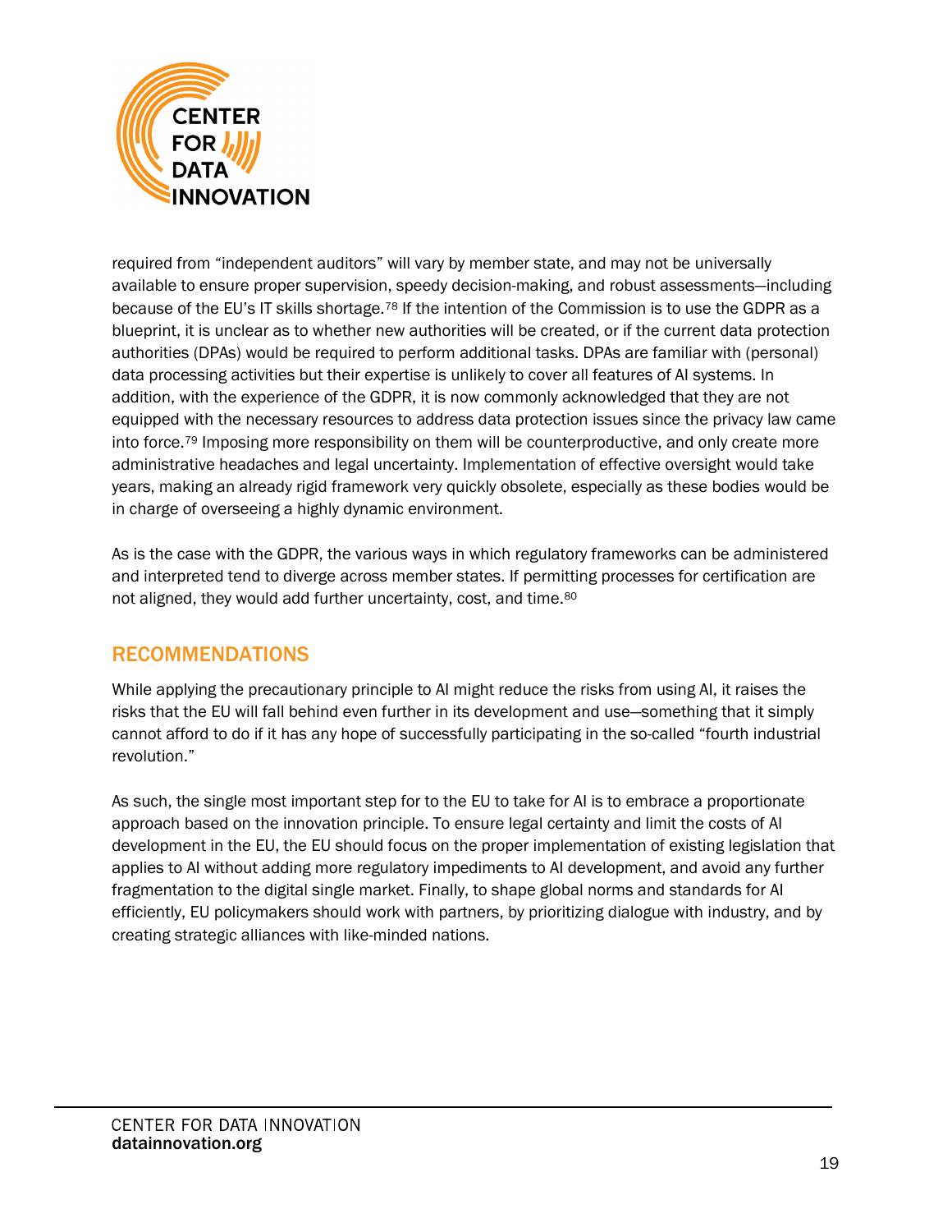required from "independent auditors" will vary by member state, and may not be universally available to ensure proper supervision, speedy decision-making, and robust assessments—including because of the EU's IT skills shortage.[78] If the intention of the Commission is to use the GDPR as a blueprint, it is unclear as to whether new authorities will be created, or if the current data protection authorities (DPAs) would be required to perform additional tasks. DPAs are familiar with (personal) data processing activities but their expertise is unlikely to cover all features of AI systems. In addition, with the experience of the GDPR, it is now commonly acknowledged that they are not equipped with the necessary resources to address data protection issues since the privacy law came into force.[79] Imposing more responsibility on them will be counterproductive, and only create more administrative headaches and legal uncertainty. Implementation of effective oversight would take years, making an already rigid framework very quickly obsolete, especially as these bodies would be in charge of overseeing a highly dynamic environment.

As is the case with the GDPR, the various ways in which regulatory frameworks can be administered and interpreted tend to diverge across member states. If permitting processes for certification are not aligned, they would add further uncertainty, cost, and time.[80]

## RECOMMENDATIONS

While applying the precautionary principle to AI might reduce the risks from using AI, it raises the risks that the EU will fall behind even further in its development and use—something that it simply cannot afford to do if it has any hope of successfully participating in the so-called "fourth industrial revolution."

As such, the single most important step for to the EU to take for AI is to embrace a proportionate approach based on the innovation principle. To ensure legal certainty and limit the costs of AI development in the EU, the EU should focus on the proper implementation of existing legislation that applies to AI without adding more regulatory impediments to AI development, and avoid any further fragmentation to the digital single market. Finally, to shape global norms and standards for AI efficiently, EU policymakers should work with partners, by prioritizing dialogue with industry, and by creating strategic alliances with like-minded nations.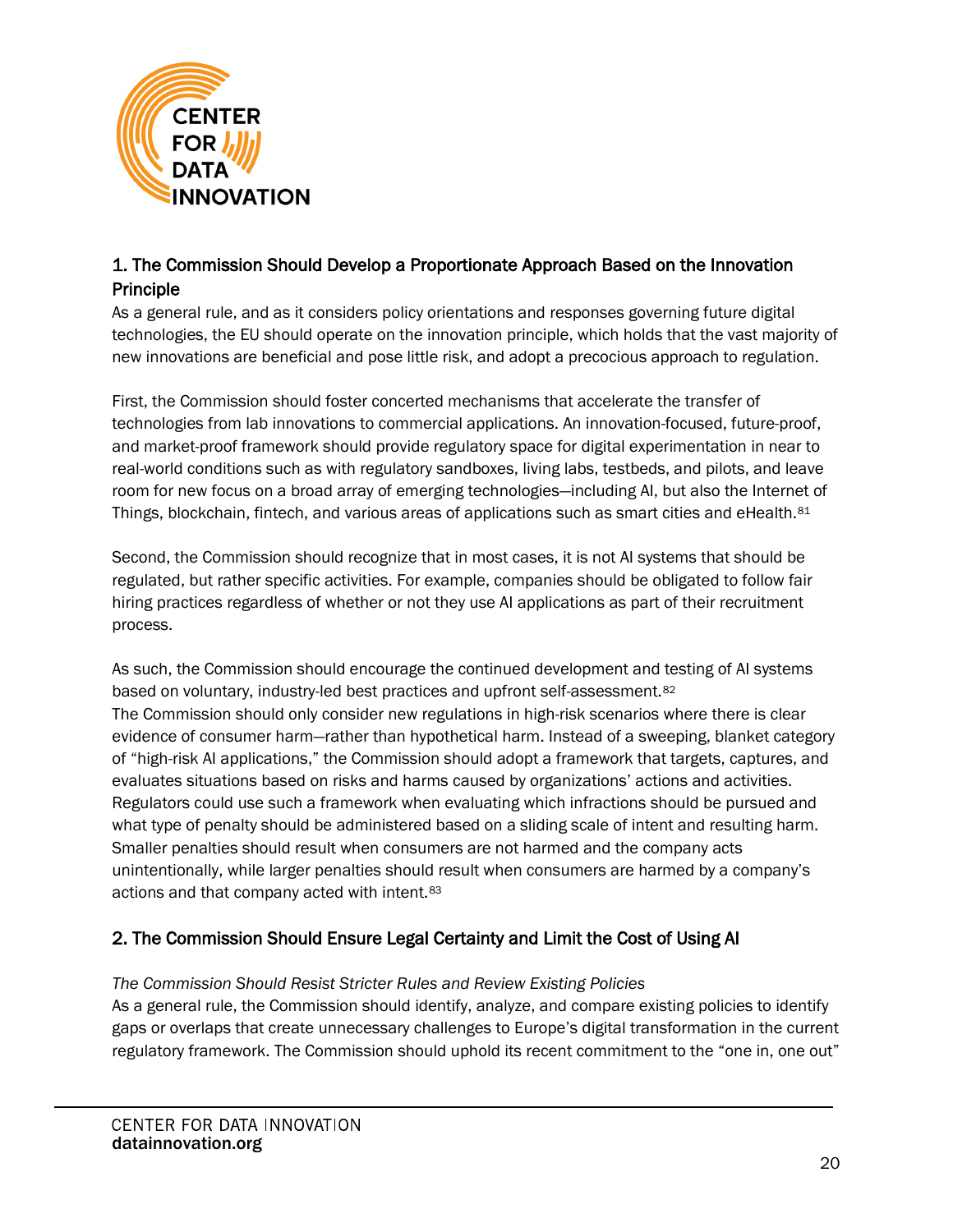## 1. The Commission Should Develop a Proportionate Approach Based on the Innovation Principle

As a general rule, and as it considers policy orientations and responses governing future digital technologies, the EU should operate on the innovation principle, which holds that the vast majority of new innovations are beneficial and pose little risk, and adopt a precocious approach to regulation.

First, the Commission should foster concerted mechanisms that accelerate the transfer of technologies from lab innovations to commercial applications. An innovation-focused, future-proof, and market-proof framework should provide regulatory space for digital experimentation in near to real-world conditions such as with regulatory sandboxes, living labs, testbeds, and pilots, and leave room for new focus on a broad array of emerging technologies—including AI, but also the Internet of Things, blockchain, fintech, and various areas of applications such as smart cities and eHealth.[81]

Second, the Commission should recognize that in most cases, it is not AI systems that should be regulated, but rather specific activities. For example, companies should be obligated to follow fair hiring practices regardless of whether or not they use AI applications as part of their recruitment process.

As such, the Commission should encourage the continued development and testing of AI systems based on voluntary, industry-led best practices and upfront self-assessment.[82]
The Commission should only consider new regulations in high-risk scenarios where there is clear evidence of consumer harm—rather than hypothetical harm. Instead of a sweeping, blanket category of "high-risk AI applications," the Commission should adopt a framework that targets, captures, and evaluates situations based on risks and harms caused by organizations' actions and activities. Regulators could use such a framework when evaluating which infractions should be pursued and what type of penalty should be administered based on a sliding scale of intent and resulting harm. Smaller penalties should result when consumers are not harmed and the company acts unintentionally, while larger penalties should result when consumers are harmed by a company's actions and that company acted with intent.[83]

## 2. The Commission Should Ensure Legal Certainty and Limit the Cost of Using AI

*The Commission Should Resist Stricter Rules and Review Existing Policies*

As a general rule, the Commission should identify, analyze, and compare existing policies to identify gaps or overlaps that create unnecessary challenges to Europe's digital transformation in the current regulatory framework. The Commission should uphold its recent commitment to the "one in, one out"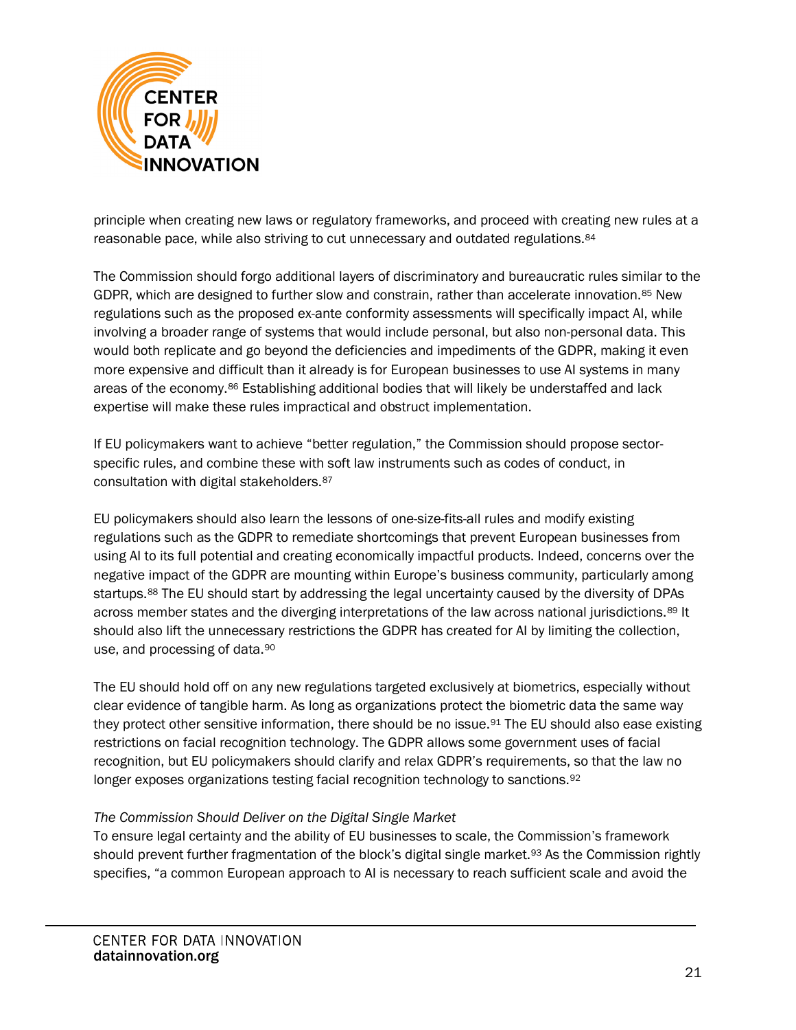principle when creating new laws or regulatory frameworks, and proceed with creating new rules at a reasonable pace, while also striving to cut unnecessary and outdated regulations.[84]

The Commission should forgo additional layers of discriminatory and bureaucratic rules similar to the GDPR, which are designed to further slow and constrain, rather than accelerate innovation.[85] New regulations such as the proposed ex-ante conformity assessments will specifically impact AI, while involving a broader range of systems that would include personal, but also non-personal data. This would both replicate and go beyond the deficiencies and impediments of the GDPR, making it even more expensive and difficult than it already is for European businesses to use AI systems in many areas of the economy.[86] Establishing additional bodies that will likely be understaffed and lack expertise will make these rules impractical and obstruct implementation.

If EU policymakers want to achieve "better regulation," the Commission should propose sector-specific rules, and combine these with soft law instruments such as codes of conduct, in consultation with digital stakeholders.[87]

EU policymakers should also learn the lessons of one-size-fits-all rules and modify existing regulations such as the GDPR to remediate shortcomings that prevent European businesses from using AI to its full potential and creating economically impactful products. Indeed, concerns over the negative impact of the GDPR are mounting within Europe's business community, particularly among startups.[88] The EU should start by addressing the legal uncertainty caused by the diversity of DPAs across member states and the diverging interpretations of the law across national jurisdictions.[89] It should also lift the unnecessary restrictions the GDPR has created for AI by limiting the collection, use, and processing of data.[90]

The EU should hold off on any new regulations targeted exclusively at biometrics, especially without clear evidence of tangible harm. As long as organizations protect the biometric data the same way they protect other sensitive information, there should be no issue.[91] The EU should also ease existing restrictions on facial recognition technology. The GDPR allows some government uses of facial recognition, but EU policymakers should clarify and relax GDPR's requirements, so that the law no longer exposes organizations testing facial recognition technology to sanctions.[92]

*The Commission Should Deliver on the Digital Single Market*

To ensure legal certainty and the ability of EU businesses to scale, the Commission's framework should prevent further fragmentation of the block's digital single market.[93] As the Commission rightly specifies, "a common European approach to AI is necessary to reach sufficient scale and avoid the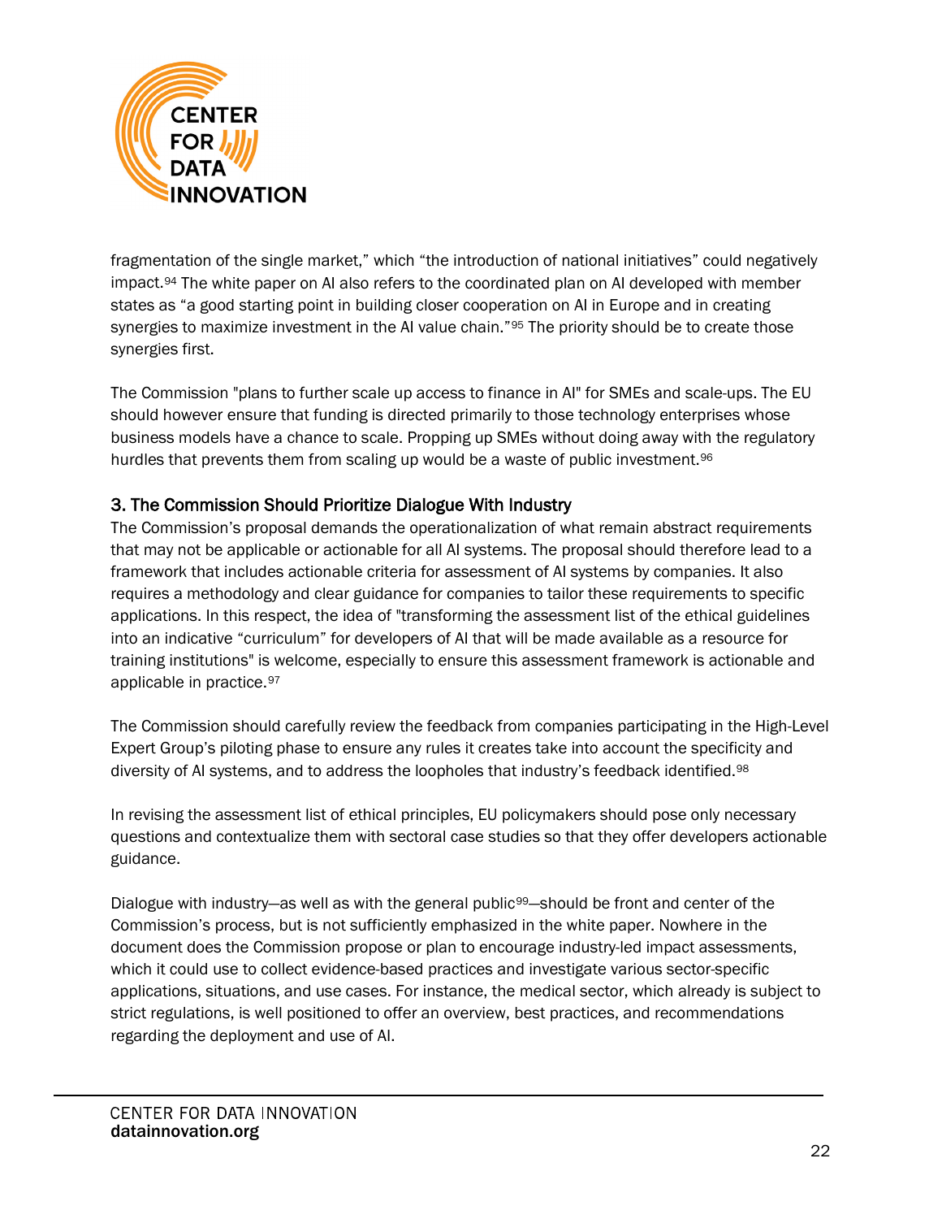fragmentation of the single market," which "the introduction of national initiatives" could negatively impact.[94] The white paper on AI also refers to the coordinated plan on AI developed with member states as "a good starting point in building closer cooperation on AI in Europe and in creating synergies to maximize investment in the AI value chain."[95] The priority should be to create those synergies first.

The Commission "plans to further scale up access to finance in AI" for SMEs and scale-ups. The EU should however ensure that funding is directed primarily to those technology enterprises whose business models have a chance to scale. Propping up SMEs without doing away with the regulatory hurdles that prevents them from scaling up would be a waste of public investment.[96]

### 3. The Commission Should Prioritize Dialogue With Industry

The Commission's proposal demands the operationalization of what remain abstract requirements that may not be applicable or actionable for all AI systems. The proposal should therefore lead to a framework that includes actionable criteria for assessment of AI systems by companies. It also requires a methodology and clear guidance for companies to tailor these requirements to specific applications. In this respect, the idea of "transforming the assessment list of the ethical guidelines into an indicative "curriculum" for developers of AI that will be made available as a resource for training institutions" is welcome, especially to ensure this assessment framework is actionable and applicable in practice.[97]

The Commission should carefully review the feedback from companies participating in the High-Level Expert Group's piloting phase to ensure any rules it creates take into account the specificity and diversity of AI systems, and to address the loopholes that industry's feedback identified.[98]

In revising the assessment list of ethical principles, EU policymakers should pose only necessary questions and contextualize them with sectoral case studies so that they offer developers actionable guidance.

Dialogue with industry—as well as with the general public[99]—should be front and center of the Commission's process, but is not sufficiently emphasized in the white paper. Nowhere in the document does the Commission propose or plan to encourage industry-led impact assessments, which it could use to collect evidence-based practices and investigate various sector-specific applications, situations, and use cases. For instance, the medical sector, which already is subject to strict regulations, is well positioned to offer an overview, best practices, and recommendations regarding the deployment and use of AI.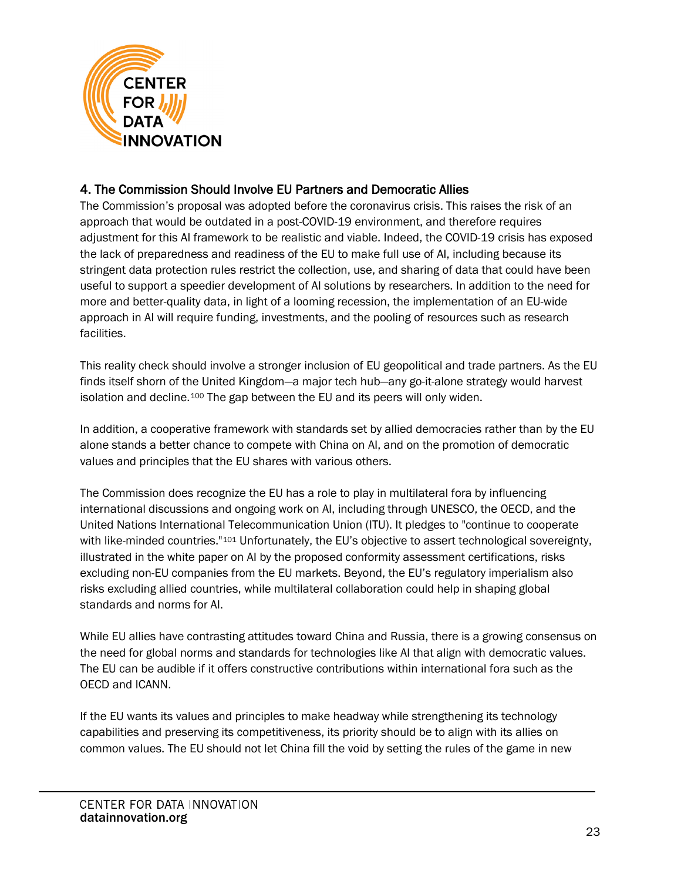### 4. The Commission Should Involve EU Partners and Democratic Allies

The Commission's proposal was adopted before the coronavirus crisis. This raises the risk of an approach that would be outdated in a post-COVID-19 environment, and therefore requires adjustment for this AI framework to be realistic and viable. Indeed, the COVID-19 crisis has exposed the lack of preparedness and readiness of the EU to make full use of AI, including because its stringent data protection rules restrict the collection, use, and sharing of data that could have been useful to support a speedier development of AI solutions by researchers. In addition to the need for more and better-quality data, in light of a looming recession, the implementation of an EU-wide approach in AI will require funding, investments, and the pooling of resources such as research facilities.

This reality check should involve a stronger inclusion of EU geopolitical and trade partners. As the EU finds itself shorn of the United Kingdom—a major tech hub—any go-it-alone strategy would harvest isolation and decline.[100] The gap between the EU and its peers will only widen.

In addition, a cooperative framework with standards set by allied democracies rather than by the EU alone stands a better chance to compete with China on AI, and on the promotion of democratic values and principles that the EU shares with various others.

The Commission does recognize the EU has a role to play in multilateral fora by influencing international discussions and ongoing work on AI, including through UNESCO, the OECD, and the United Nations International Telecommunication Union (ITU). It pledges to "continue to cooperate with like-minded countries."[101] Unfortunately, the EU's objective to assert technological sovereignty, illustrated in the white paper on AI by the proposed conformity assessment certifications, risks excluding non-EU companies from the EU markets. Beyond, the EU's regulatory imperialism also risks excluding allied countries, while multilateral collaboration could help in shaping global standards and norms for AI.

While EU allies have contrasting attitudes toward China and Russia, there is a growing consensus on the need for global norms and standards for technologies like AI that align with democratic values. The EU can be audible if it offers constructive contributions within international fora such as the OECD and ICANN.

If the EU wants its values and principles to make headway while strengthening its technology capabilities and preserving its competitiveness, its priority should be to align with its allies on common values. The EU should not let China fill the void by setting the rules of the game in new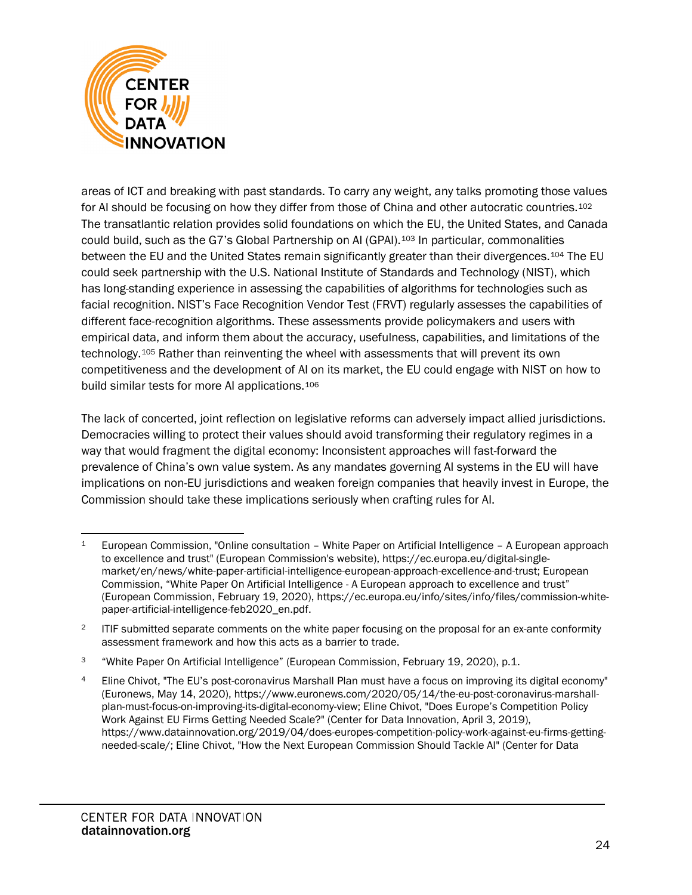areas of ICT and breaking with past standards. To carry any weight, any talks promoting those values for AI should be focusing on how they differ from those of China and other autocratic countries.[102] The transatlantic relation provides solid foundations on which the EU, the United States, and Canada could build, such as the G7's Global Partnership on AI (GPAI).[103] In particular, commonalities between the EU and the United States remain significantly greater than their divergences.[104] The EU could seek partnership with the U.S. National Institute of Standards and Technology (NIST), which has long-standing experience in assessing the capabilities of algorithms for technologies such as facial recognition. NIST's Face Recognition Vendor Test (FRVT) regularly assesses the capabilities of different face-recognition algorithms. These assessments provide policymakers and users with empirical data, and inform them about the accuracy, usefulness, capabilities, and limitations of the technology.[105] Rather than reinventing the wheel with assessments that will prevent its own competitiveness and the development of AI on its market, the EU could engage with NIST on how to build similar tests for more AI applications.[106]

The lack of concerted, joint reflection on legislative reforms can adversely impact allied jurisdictions. Democracies willing to protect their values should avoid transforming their regulatory regimes in a way that would fragment the digital economy: Inconsistent approaches will fast-forward the prevalence of China's own value system. As any mandates governing AI systems in the EU will have implications on non-EU jurisdictions and weaken foreign companies that heavily invest in Europe, the Commission should take these implications seriously when crafting rules for AI.

---

[1] European Commission, "Online consultation – White Paper on Artificial Intelligence – A European approach to excellence and trust" (European Commission's website), https://ec.europa.eu/digital-single-market/en/news/white-paper-artificial-intelligence-european-approach-excellence-and-trust; European Commission, "White Paper On Artificial Intelligence - A European approach to excellence and trust" (European Commission, February 19, 2020), https://ec.europa.eu/info/sites/info/files/commission-white-paper-artificial-intelligence-feb2020_en.pdf.

[2] ITIF submitted separate comments on the white paper focusing on the proposal for an ex-ante conformity assessment framework and how this acts as a barrier to trade.

[3] "White Paper On Artificial Intelligence" (European Commission, February 19, 2020), p.1.

[4] Eline Chivot, "The EU's post-coronavirus Marshall Plan must have a focus on improving its digital economy" (Euronews, May 14, 2020), https://www.euronews.com/2020/05/14/the-eu-post-coronavirus-marshall-plan-must-focus-on-improving-its-digital-economy-view; Eline Chivot, "Does Europe's Competition Policy Work Against EU Firms Getting Needed Scale?" (Center for Data Innovation, April 3, 2019), https://www.datainnovation.org/2019/04/does-europes-competition-policy-work-against-eu-firms-getting-needed-scale/; Eline Chivot, "How the Next European Commission Should Tackle AI" (Center for Data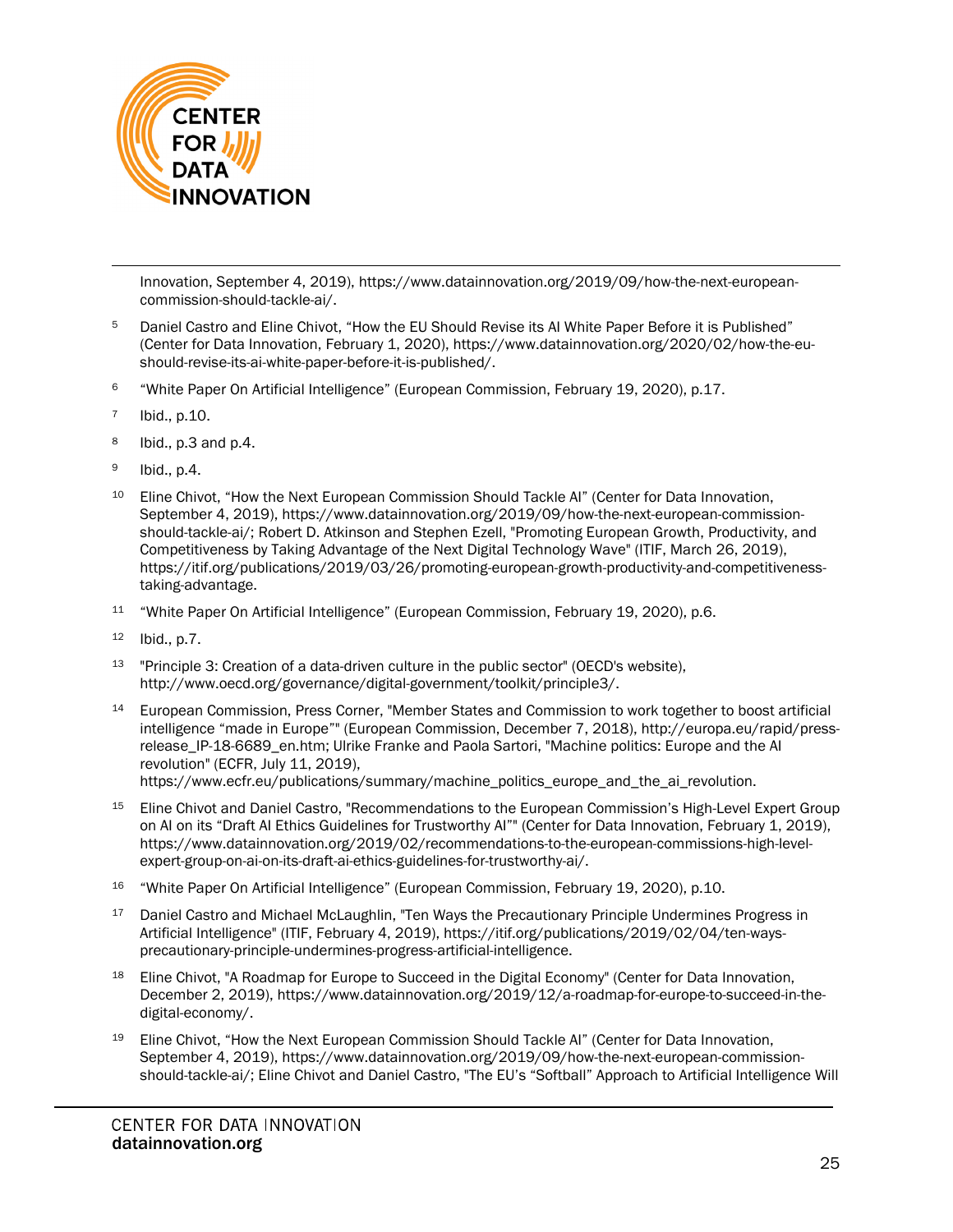Innovation, September 4, 2019), https://www.datainnovation.org/2019/09/how-the-next-european-commission-should-tackle-ai/.

[5] Daniel Castro and Eline Chivot, "How the EU Should Revise its AI White Paper Before it is Published" (Center for Data Innovation, February 1, 2020), https://www.datainnovation.org/2020/02/how-the-eu-should-revise-its-ai-white-paper-before-it-is-published/.

[6] "White Paper On Artificial Intelligence" (European Commission, February 19, 2020), p.17.

[7] Ibid., p.10.

[8] Ibid., p.3 and p.4.

[9] Ibid., p.4.

[10] Eline Chivot, "How the Next European Commission Should Tackle AI" (Center for Data Innovation, September 4, 2019), https://www.datainnovation.org/2019/09/how-the-next-european-commission-should-tackle-ai/; Robert D. Atkinson and Stephen Ezell, "Promoting European Growth, Productivity, and Competitiveness by Taking Advantage of the Next Digital Technology Wave" (ITIF, March 26, 2019), https://itif.org/publications/2019/03/26/promoting-european-growth-productivity-and-competitiveness-taking-advantage.

[11] "White Paper On Artificial Intelligence" (European Commission, February 19, 2020), p.6.

[12] Ibid., p.7.

[13] "Principle 3: Creation of a data-driven culture in the public sector" (OECD's website), http://www.oecd.org/governance/digital-government/toolkit/principle3/.

[14] European Commission, Press Corner, "Member States and Commission to work together to boost artificial intelligence "made in Europe"" (European Commission, December 7, 2018), http://europa.eu/rapid/press-release_IP-18-6689_en.htm; Ulrike Franke and Paola Sartori, "Machine politics: Europe and the AI revolution" (ECFR, July 11, 2019), https://www.ecfr.eu/publications/summary/machine_politics_europe_and_the_ai_revolution.

[15] Eline Chivot and Daniel Castro, "Recommendations to the European Commission's High-Level Expert Group on AI on its "Draft AI Ethics Guidelines for Trustworthy AI"" (Center for Data Innovation, February 1, 2019), https://www.datainnovation.org/2019/02/recommendations-to-the-european-commissions-high-level-expert-group-on-ai-on-its-draft-ai-ethics-guidelines-for-trustworthy-ai/.

[16] "White Paper On Artificial Intelligence" (European Commission, February 19, 2020), p.10.

[17] Daniel Castro and Michael McLaughlin, "Ten Ways the Precautionary Principle Undermines Progress in Artificial Intelligence" (ITIF, February 4, 2019), https://itif.org/publications/2019/02/04/ten-ways-precautionary-principle-undermines-progress-artificial-intelligence.

[18] Eline Chivot, "A Roadmap for Europe to Succeed in the Digital Economy" (Center for Data Innovation, December 2, 2019), https://www.datainnovation.org/2019/12/a-roadmap-for-europe-to-succeed-in-the-digital-economy/.

[19] Eline Chivot, "How the Next European Commission Should Tackle AI" (Center for Data Innovation, September 4, 2019), https://www.datainnovation.org/2019/09/how-the-next-european-commission-should-tackle-ai/; Eline Chivot and Daniel Castro, "The EU's "Softball" Approach to Artificial Intelligence Will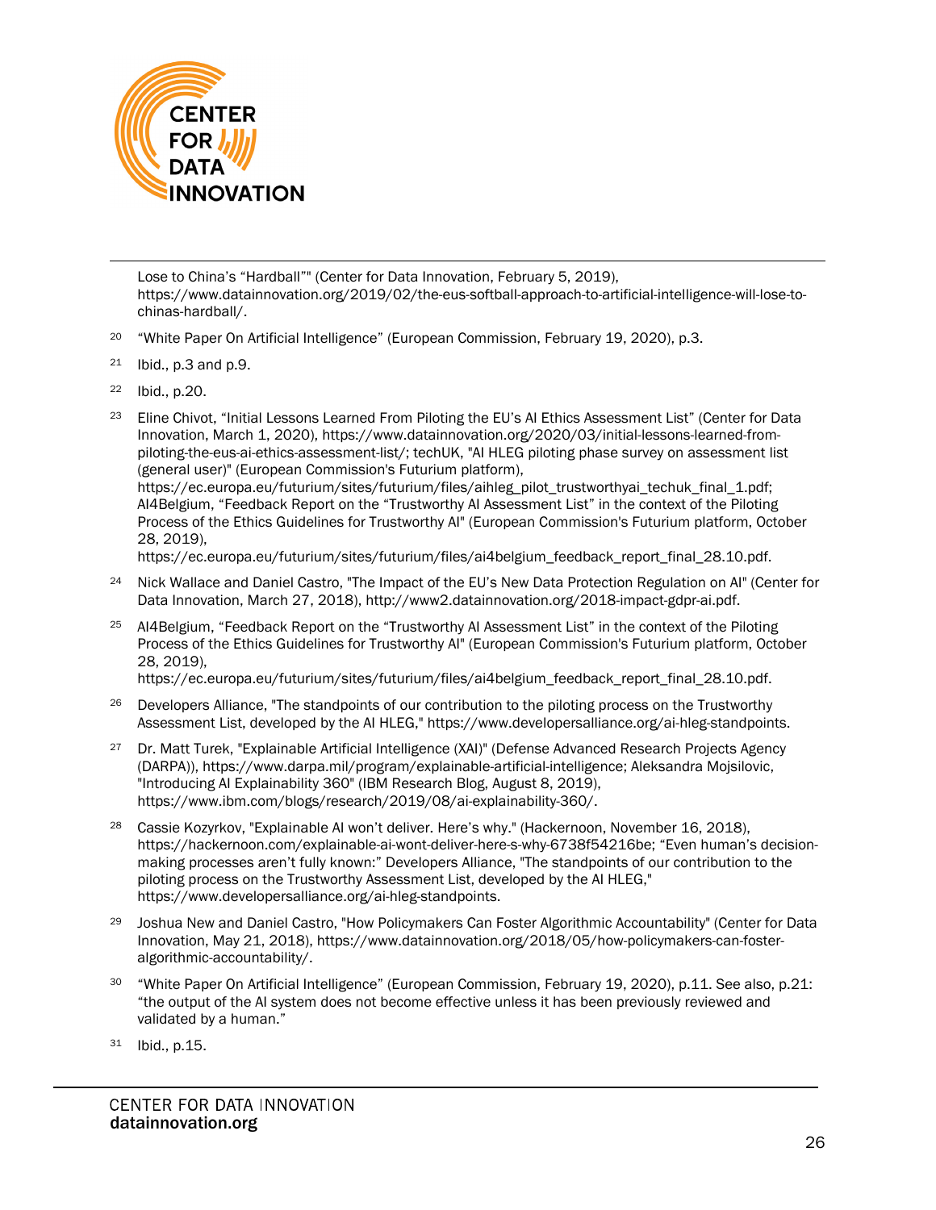Lose to China's "Hardball"" (Center for Data Innovation, February 5, 2019), https://www.datainnovation.org/2019/02/the-eus-softball-approach-to-artificial-intelligence-will-lose-to-chinas-hardball/.

20 "White Paper On Artificial Intelligence" (European Commission, February 19, 2020), p.3.

21 Ibid., p.3 and p.9.

22 Ibid., p.20.

23 Eline Chivot, "Initial Lessons Learned From Piloting the EU's AI Ethics Assessment List" (Center for Data Innovation, March 1, 2020), https://www.datainnovation.org/2020/03/initial-lessons-learned-from-piloting-the-eus-ai-ethics-assessment-list/; techUK, "AI HLEG piloting phase survey on assessment list (general user)" (European Commission's Futurium platform), https://ec.europa.eu/futurium/sites/futurium/files/aihleg_pilot_trustworthyai_techuk_final_1.pdf; AI4Belgium, "Feedback Report on the "Trustworthy AI Assessment List" in the context of the Piloting Process of the Ethics Guidelines for Trustworthy AI" (European Commission's Futurium platform, October 28, 2019), https://ec.europa.eu/futurium/sites/futurium/files/ai4belgium_feedback_report_final_28.10.pdf.

24 Nick Wallace and Daniel Castro, "The Impact of the EU's New Data Protection Regulation on AI" (Center for Data Innovation, March 27, 2018), http://www2.datainnovation.org/2018-impact-gdpr-ai.pdf.

25 AI4Belgium, "Feedback Report on the "Trustworthy AI Assessment List" in the context of the Piloting Process of the Ethics Guidelines for Trustworthy AI" (European Commission's Futurium platform, October 28, 2019), https://ec.europa.eu/futurium/sites/futurium/files/ai4belgium_feedback_report_final_28.10.pdf.

26 Developers Alliance, "The standpoints of our contribution to the piloting process on the Trustworthy Assessment List, developed by the AI HLEG," https://www.developersalliance.org/ai-hleg-standpoints.

27 Dr. Matt Turek, "Explainable Artificial Intelligence (XAI)" (Defense Advanced Research Projects Agency (DARPA)), https://www.darpa.mil/program/explainable-artificial-intelligence; Aleksandra Mojsilovic, "Introducing AI Explainability 360" (IBM Research Blog, August 8, 2019), https://www.ibm.com/blogs/research/2019/08/ai-explainability-360/.

28 Cassie Kozyrkov, "Explainable AI won't deliver. Here's why." (Hackernoon, November 16, 2018), https://hackernoon.com/explainable-ai-wont-deliver-here-s-why-6738f54216be; "Even human's decision-making processes aren't fully known:" Developers Alliance, "The standpoints of our contribution to the piloting process on the Trustworthy Assessment List, developed by the AI HLEG," https://www.developersalliance.org/ai-hleg-standpoints.

29 Joshua New and Daniel Castro, "How Policymakers Can Foster Algorithmic Accountability" (Center for Data Innovation, May 21, 2018), https://www.datainnovation.org/2018/05/how-policymakers-can-foster-algorithmic-accountability/.

30 "White Paper On Artificial Intelligence" (European Commission, February 19, 2020), p.11. See also, p.21: "the output of the AI system does not become effective unless it has been previously reviewed and validated by a human."

31 Ibid., p.15.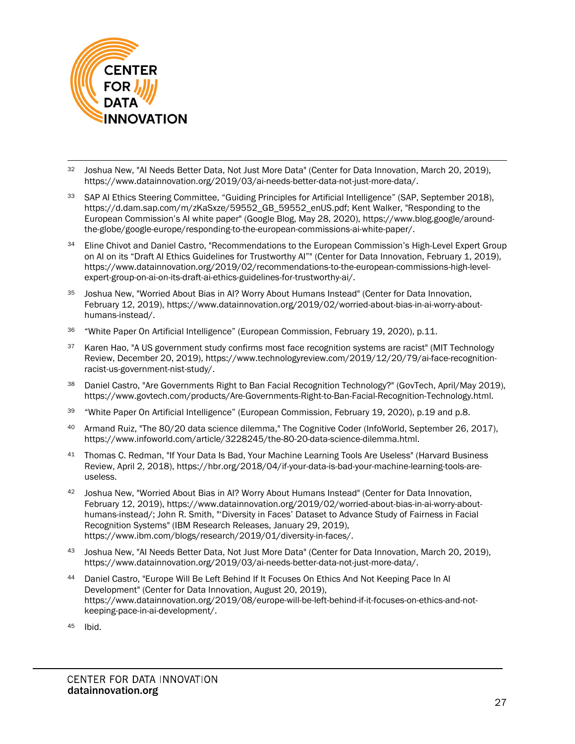[32] Joshua New, "AI Needs Better Data, Not Just More Data" (Center for Data Innovation, March 20, 2019), https://www.datainnovation.org/2019/03/ai-needs-better-data-not-just-more-data/.

[33] SAP AI Ethics Steering Committee, "Guiding Principles for Artificial Intelligence" (SAP, September 2018), https://d.dam.sap.com/m/zKaSxze/59552_GB_59552_enUS.pdf; Kent Walker, "Responding to the European Commission's AI white paper" (Google Blog, May 28, 2020), https://www.blog.google/around-the-globe/google-europe/responding-to-the-european-commissions-ai-white-paper/.

[34] Eline Chivot and Daniel Castro, "Recommendations to the European Commission's High-Level Expert Group on AI on its "Draft AI Ethics Guidelines for Trustworthy AI"" (Center for Data Innovation, February 1, 2019), https://www.datainnovation.org/2019/02/recommendations-to-the-european-commissions-high-level-expert-group-on-ai-on-its-draft-ai-ethics-guidelines-for-trustworthy-ai/.

[35] Joshua New, "Worried About Bias in AI? Worry About Humans Instead" (Center for Data Innovation, February 12, 2019), https://www.datainnovation.org/2019/02/worried-about-bias-in-ai-worry-about-humans-instead/.

[36] "White Paper On Artificial Intelligence" (European Commission, February 19, 2020), p.11.

[37] Karen Hao, "A US government study confirms most face recognition systems are racist" (MIT Technology Review, December 20, 2019), https://www.technologyreview.com/2019/12/20/79/ai-face-recognition-racist-us-government-nist-study/.

[38] Daniel Castro, "Are Governments Right to Ban Facial Recognition Technology?" (GovTech, April/May 2019), https://www.govtech.com/products/Are-Governments-Right-to-Ban-Facial-Recognition-Technology.html.

[39] "White Paper On Artificial Intelligence" (European Commission, February 19, 2020), p.19 and p.8.

[40] Armand Ruiz, "The 80/20 data science dilemma," The Cognitive Coder (InfoWorld, September 26, 2017), https://www.infoworld.com/article/3228245/the-80-20-data-science-dilemma.html.

[41] Thomas C. Redman, "If Your Data Is Bad, Your Machine Learning Tools Are Useless" (Harvard Business Review, April 2, 2018), https://hbr.org/2018/04/if-your-data-is-bad-your-machine-learning-tools-are-useless.

[42] Joshua New, "Worried About Bias in AI? Worry About Humans Instead" (Center for Data Innovation, February 12, 2019), https://www.datainnovation.org/2019/02/worried-about-bias-in-ai-worry-about-humans-instead/; John R. Smith, "'Diversity in Faces' Dataset to Advance Study of Fairness in Facial Recognition Systems" (IBM Research Releases, January 29, 2019), https://www.ibm.com/blogs/research/2019/01/diversity-in-faces/.

[43] Joshua New, "AI Needs Better Data, Not Just More Data" (Center for Data Innovation, March 20, 2019), https://www.datainnovation.org/2019/03/ai-needs-better-data-not-just-more-data/.

[44] Daniel Castro, "Europe Will Be Left Behind If It Focuses On Ethics And Not Keeping Pace In AI Development" (Center for Data Innovation, August 20, 2019), https://www.datainnovation.org/2019/08/europe-will-be-left-behind-if-it-focuses-on-ethics-and-not-keeping-pace-in-ai-development/.

[45] Ibid.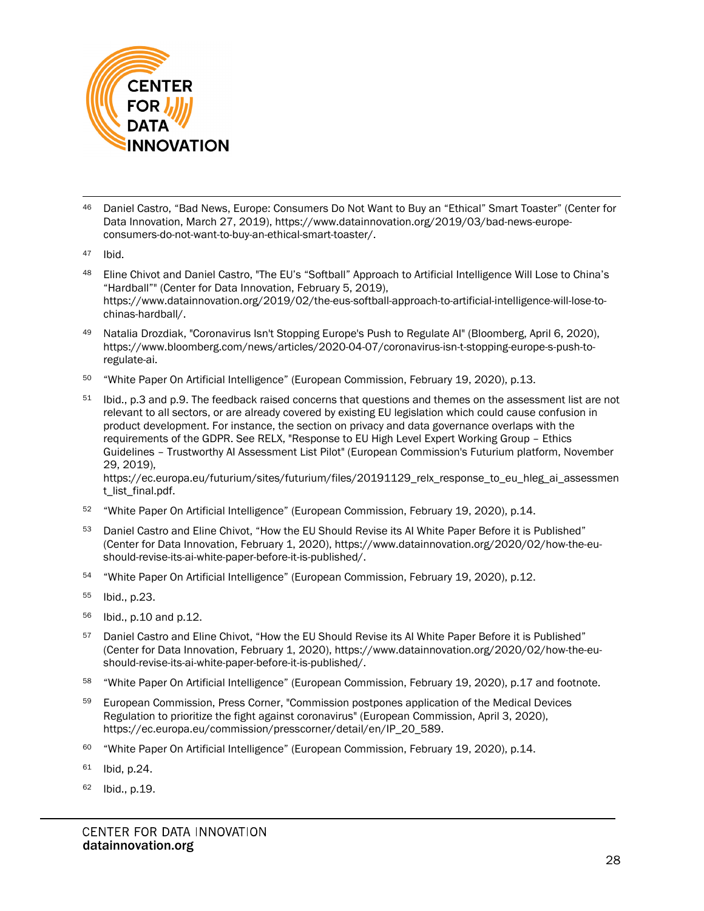46 Daniel Castro, “Bad News, Europe: Consumers Do Not Want to Buy an “Ethical” Smart Toaster” (Center for Data Innovation, March 27, 2019), https://www.datainnovation.org/2019/03/bad-news-europe-consumers-do-not-want-to-buy-an-ethical-smart-toaster/.

47 Ibid.

48 Eline Chivot and Daniel Castro, "The EU’s “Softball” Approach to Artificial Intelligence Will Lose to China’s “Hardball”" (Center for Data Innovation, February 5, 2019), https://www.datainnovation.org/2019/02/the-eus-softball-approach-to-artificial-intelligence-will-lose-to-chinas-hardball/.

49 Natalia Drozdiak, "Coronavirus Isn't Stopping Europe's Push to Regulate AI" (Bloomberg, April 6, 2020), https://www.bloomberg.com/news/articles/2020-04-07/coronavirus-isn-t-stopping-europe-s-push-to-regulate-ai.

50 “White Paper On Artificial Intelligence” (European Commission, February 19, 2020), p.13.

51 Ibid., p.3 and p.9. The feedback raised concerns that questions and themes on the assessment list are not relevant to all sectors, or are already covered by existing EU legislation which could cause confusion in product development. For instance, the section on privacy and data governance overlaps with the requirements of the GDPR. See RELX, "Response to EU High Level Expert Working Group – Ethics Guidelines – Trustworthy AI Assessment List Pilot" (European Commission's Futurium platform, November 29, 2019), https://ec.europa.eu/futurium/sites/futurium/files/20191129_relx_response_to_eu_hleg_ai_assessment_list_final.pdf.

52 “White Paper On Artificial Intelligence” (European Commission, February 19, 2020), p.14.

53 Daniel Castro and Eline Chivot, “How the EU Should Revise its AI White Paper Before it is Published” (Center for Data Innovation, February 1, 2020), https://www.datainnovation.org/2020/02/how-the-eu-should-revise-its-ai-white-paper-before-it-is-published/.

54 “White Paper On Artificial Intelligence” (European Commission, February 19, 2020), p.12.

55 Ibid., p.23.

56 Ibid., p.10 and p.12.

57 Daniel Castro and Eline Chivot, “How the EU Should Revise its AI White Paper Before it is Published” (Center for Data Innovation, February 1, 2020), https://www.datainnovation.org/2020/02/how-the-eu-should-revise-its-ai-white-paper-before-it-is-published/.

58 “White Paper On Artificial Intelligence” (European Commission, February 19, 2020), p.17 and footnote.

59 European Commission, Press Corner, "Commission postpones application of the Medical Devices Regulation to prioritize the fight against coronavirus" (European Commission, April 3, 2020), https://ec.europa.eu/commission/presscorner/detail/en/IP_20_589.

60 “White Paper On Artificial Intelligence” (European Commission, February 19, 2020), p.14.

61 Ibid, p.24.

62 Ibid., p.19.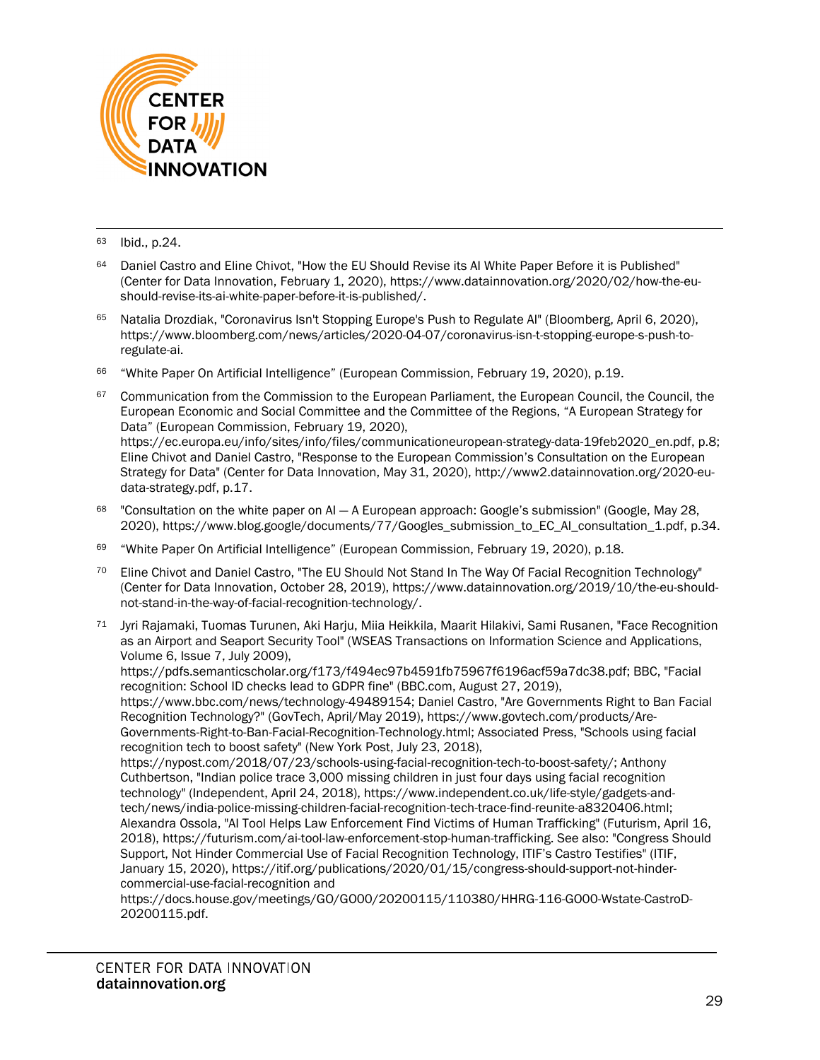63 Ibid., p.24.

64 Daniel Castro and Eline Chivot, "How the EU Should Revise its AI White Paper Before it is Published" (Center for Data Innovation, February 1, 2020), https://www.datainnovation.org/2020/02/how-the-eu-should-revise-its-ai-white-paper-before-it-is-published/.

65 Natalia Drozdiak, "Coronavirus Isn't Stopping Europe's Push to Regulate AI" (Bloomberg, April 6, 2020), https://www.bloomberg.com/news/articles/2020-04-07/coronavirus-isn-t-stopping-europe-s-push-to-regulate-ai.

66 "White Paper On Artificial Intelligence" (European Commission, February 19, 2020), p.19.

67 Communication from the Commission to the European Parliament, the European Council, the Council, the European Economic and Social Committee and the Committee of the Regions, "A European Strategy for Data" (European Commission, February 19, 2020), https://ec.europa.eu/info/sites/info/files/communicationeuropean-strategy-data-19feb2020_en.pdf, p.8; Eline Chivot and Daniel Castro, "Response to the European Commission's Consultation on the European Strategy for Data" (Center for Data Innovation, May 31, 2020), http://www2.datainnovation.org/2020-eu-data-strategy.pdf, p.17.

68 "Consultation on the white paper on AI — A European approach: Google's submission" (Google, May 28, 2020), https://www.blog.google/documents/77/Googles_submission_to_EC_AI_consultation_1.pdf, p.34.

69 "White Paper On Artificial Intelligence" (European Commission, February 19, 2020), p.18.

70 Eline Chivot and Daniel Castro, "The EU Should Not Stand In The Way Of Facial Recognition Technology" (Center for Data Innovation, October 28, 2019), https://www.datainnovation.org/2019/10/the-eu-should-not-stand-in-the-way-of-facial-recognition-technology/.

71 Jyri Rajamaki, Tuomas Turunen, Aki Harju, Miia Heikkila, Maarit Hilakivi, Sami Rusanen, "Face Recognition as an Airport and Seaport Security Tool" (WSEAS Transactions on Information Science and Applications, Volume 6, Issue 7, July 2009), https://pdfs.semanticscholar.org/f173/f494ec97b4591fb75967f6196acf59a7dc38.pdf; BBC, "Facial recognition: School ID checks lead to GDPR fine" (BBC.com, August 27, 2019), https://www.bbc.com/news/technology-49489154; Daniel Castro, "Are Governments Right to Ban Facial Recognition Technology?" (GovTech, April/May 2019), https://www.govtech.com/products/Are-Governments-Right-to-Ban-Facial-Recognition-Technology.html; Associated Press, "Schools using facial recognition tech to boost safety" (New York Post, July 23, 2018), https://nypost.com/2018/07/23/schools-using-facial-recognition-tech-to-boost-safety/; Anthony Cuthbertson, "Indian police trace 3,000 missing children in just four days using facial recognition technology" (Independent, April 24, 2018), https://www.independent.co.uk/life-style/gadgets-and-tech/news/india-police-missing-children-facial-recognition-tech-trace-find-reunite-a8320406.html; Alexandra Ossola, "AI Tool Helps Law Enforcement Find Victims of Human Trafficking" (Futurism, April 16, 2018), https://futurism.com/ai-tool-law-enforcement-stop-human-trafficking. See also: "Congress Should Support, Not Hinder Commercial Use of Facial Recognition Technology, ITIF's Castro Testifies" (ITIF, January 15, 2020), https://itif.org/publications/2020/01/15/congress-should-support-not-hinder-commercial-use-facial-recognition and https://docs.house.gov/meetings/GO/GO00/20200115/110380/HHRG-116-GO00-Wstate-CastroD-20200115.pdf.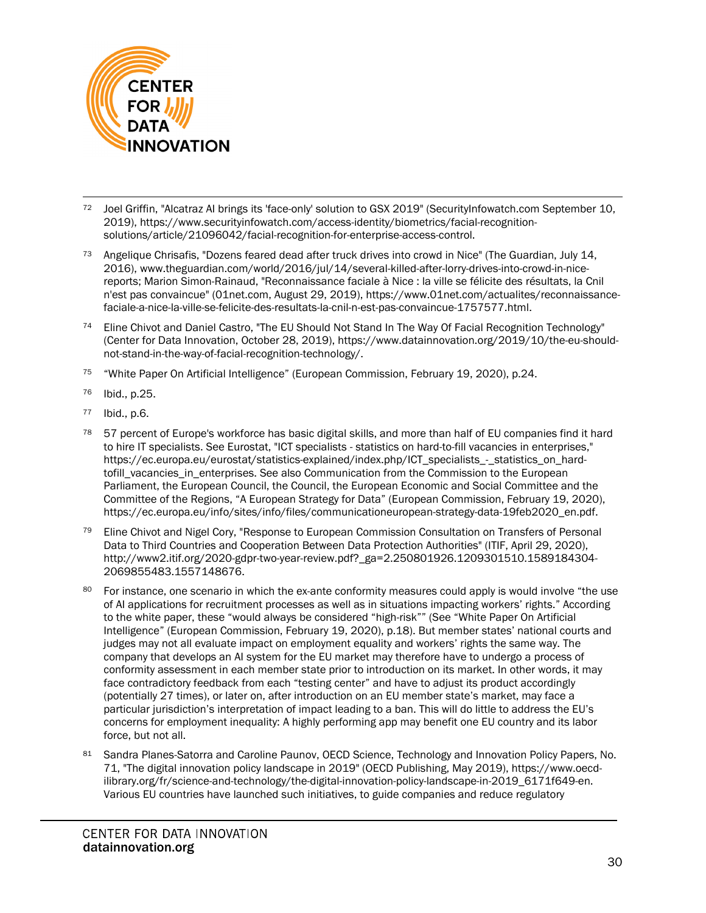72 Joel Griffin, "Alcatraz AI brings its 'face-only' solution to GSX 2019" (SecurityInfowatch.com September 10, 2019), https://www.securityinfowatch.com/access-identity/biometrics/facial-recognition-solutions/article/21096042/facial-recognition-for-enterprise-access-control.

73 Angelique Chrisafis, "Dozens feared dead after truck drives into crowd in Nice" (The Guardian, July 14, 2016), www.theguardian.com/world/2016/jul/14/several-killed-after-lorry-drives-into-crowd-in-nice-reports; Marion Simon-Rainaud, "Reconnaissance faciale à Nice : la ville se félicite des résultats, la Cnil n'est pas convaincue" (01net.com, August 29, 2019), https://www.01net.com/actualites/reconnaissance-faciale-a-nice-la-ville-se-felicite-des-resultats-la-cnil-n-est-pas-convaincue-1757577.html.

74 Eline Chivot and Daniel Castro, "The EU Should Not Stand In The Way Of Facial Recognition Technology" (Center for Data Innovation, October 28, 2019), https://www.datainnovation.org/2019/10/the-eu-should-not-stand-in-the-way-of-facial-recognition-technology/.

75 "White Paper On Artificial Intelligence" (European Commission, February 19, 2020), p.24.

76 Ibid., p.25.

77 Ibid., p.6.

78 57 percent of Europe's workforce has basic digital skills, and more than half of EU companies find it hard to hire IT specialists. See Eurostat, "ICT specialists - statistics on hard-to-fill vacancies in enterprises," https://ec.europa.eu/eurostat/statistics-explained/index.php/ICT_specialists_-_statistics_on_hard-tofill_vacancies_in_enterprises. See also Communication from the Commission to the European Parliament, the European Council, the Council, the European Economic and Social Committee and the Committee of the Regions, "A European Strategy for Data" (European Commission, February 19, 2020), https://ec.europa.eu/info/sites/info/files/communicationeuropean-strategy-data-19feb2020_en.pdf.

79 Eline Chivot and Nigel Cory, "Response to European Commission Consultation on Transfers of Personal Data to Third Countries and Cooperation Between Data Protection Authorities" (ITIF, April 29, 2020), http://www2.itif.org/2020-gdpr-two-year-review.pdf?_ga=2.250801926.1209301510.1589184304-2069855483.1557148676.

80 For instance, one scenario in which the ex-ante conformity measures could apply is would involve "the use of AI applications for recruitment processes as well as in situations impacting workers' rights." According to the white paper, these "would always be considered "high-risk"" (See "White Paper On Artificial Intelligence" (European Commission, February 19, 2020), p.18). But member states' national courts and judges may not all evaluate impact on employment equality and workers' rights the same way. The company that develops an AI system for the EU market may therefore have to undergo a process of conformity assessment in each member state prior to introduction on its market. In other words, it may face contradictory feedback from each "testing center" and have to adjust its product accordingly (potentially 27 times), or later on, after introduction on an EU member state's market, may face a particular jurisdiction's interpretation of impact leading to a ban. This will do little to address the EU's concerns for employment inequality: A highly performing app may benefit one EU country and its labor force, but not all.

81 Sandra Planes-Satorra and Caroline Paunov, OECD Science, Technology and Innovation Policy Papers, No. 71, "The digital innovation policy landscape in 2019" (OECD Publishing, May 2019), https://www.oecd-ilibrary.org/fr/science-and-technology/the-digital-innovation-policy-landscape-in-2019_6171f649-en. Various EU countries have launched such initiatives, to guide companies and reduce regulatory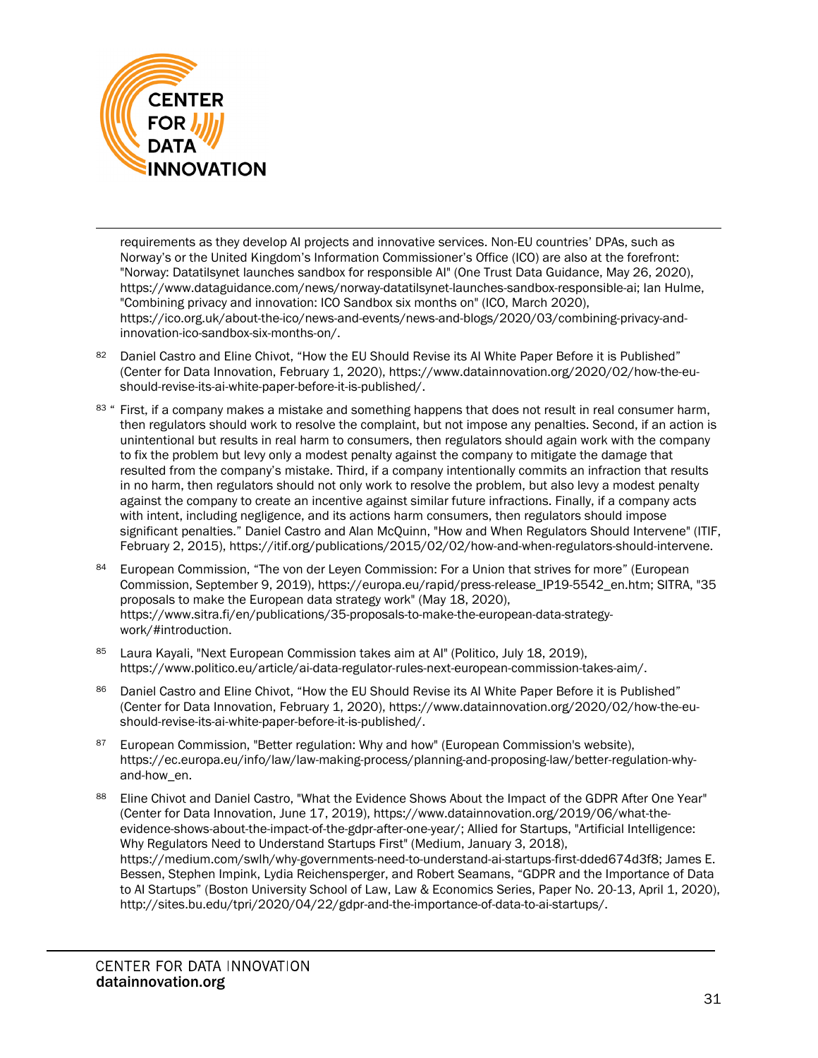requirements as they develop AI projects and innovative services. Non-EU countries' DPAs, such as Norway's or the United Kingdom's Information Commissioner's Office (ICO) are also at the forefront: "Norway: Datatilsynet launches sandbox for responsible AI" (One Trust Data Guidance, May 26, 2020), https://www.dataguidance.com/news/norway-datatilsynet-launches-sandbox-responsible-ai; Ian Hulme, "Combining privacy and innovation: ICO Sandbox six months on" (ICO, March 2020), https://ico.org.uk/about-the-ico/news-and-events/news-and-blogs/2020/03/combining-privacy-and-innovation-ico-sandbox-six-months-on/.

[82] Daniel Castro and Eline Chivot, "How the EU Should Revise its AI White Paper Before it is Published" (Center for Data Innovation, February 1, 2020), https://www.datainnovation.org/2020/02/how-the-eu-should-revise-its-ai-white-paper-before-it-is-published/.

[83] " First, if a company makes a mistake and something happens that does not result in real consumer harm, then regulators should work to resolve the complaint, but not impose any penalties. Second, if an action is unintentional but results in real harm to consumers, then regulators should again work with the company to fix the problem but levy only a modest penalty against the company to mitigate the damage that resulted from the company's mistake. Third, if a company intentionally commits an infraction that results in no harm, then regulators should not only work to resolve the problem, but also levy a modest penalty against the company to create an incentive against similar future infractions. Finally, if a company acts with intent, including negligence, and its actions harm consumers, then regulators should impose significant penalties." Daniel Castro and Alan McQuinn, "How and When Regulators Should Intervene" (ITIF, February 2, 2015), https://itif.org/publications/2015/02/02/how-and-when-regulators-should-intervene.

[84] European Commission, "The von der Leyen Commission: For a Union that strives for more" (European Commission, September 9, 2019), https://europa.eu/rapid/press-release_IP19-5542_en.htm; SITRA, "35 proposals to make the European data strategy work" (May 18, 2020), https://www.sitra.fi/en/publications/35-proposals-to-make-the-european-data-strategy-work/#introduction.

[85] Laura Kayali, "Next European Commission takes aim at AI" (Politico, July 18, 2019), https://www.politico.eu/article/ai-data-regulator-rules-next-european-commission-takes-aim/.

[86] Daniel Castro and Eline Chivot, "How the EU Should Revise its AI White Paper Before it is Published" (Center for Data Innovation, February 1, 2020), https://www.datainnovation.org/2020/02/how-the-eu-should-revise-its-ai-white-paper-before-it-is-published/.

[87] European Commission, "Better regulation: Why and how" (European Commission's website), https://ec.europa.eu/info/law/law-making-process/planning-and-proposing-law/better-regulation-why-and-how_en.

[88] Eline Chivot and Daniel Castro, "What the Evidence Shows About the Impact of the GDPR After One Year" (Center for Data Innovation, June 17, 2019), https://www.datainnovation.org/2019/06/what-the-evidence-shows-about-the-impact-of-the-gdpr-after-one-year/; Allied for Startups, "Artificial Intelligence: Why Regulators Need to Understand Startups First" (Medium, January 3, 2018), https://medium.com/swlh/why-governments-need-to-understand-ai-startups-first-dded674d3f8; James E. Bessen, Stephen Impink, Lydia Reichensperger, and Robert Seamans, "GDPR and the Importance of Data to AI Startups" (Boston University School of Law, Law & Economics Series, Paper No. 20-13, April 1, 2020), http://sites.bu.edu/tpri/2020/04/22/gdpr-and-the-importance-of-data-to-ai-startups/.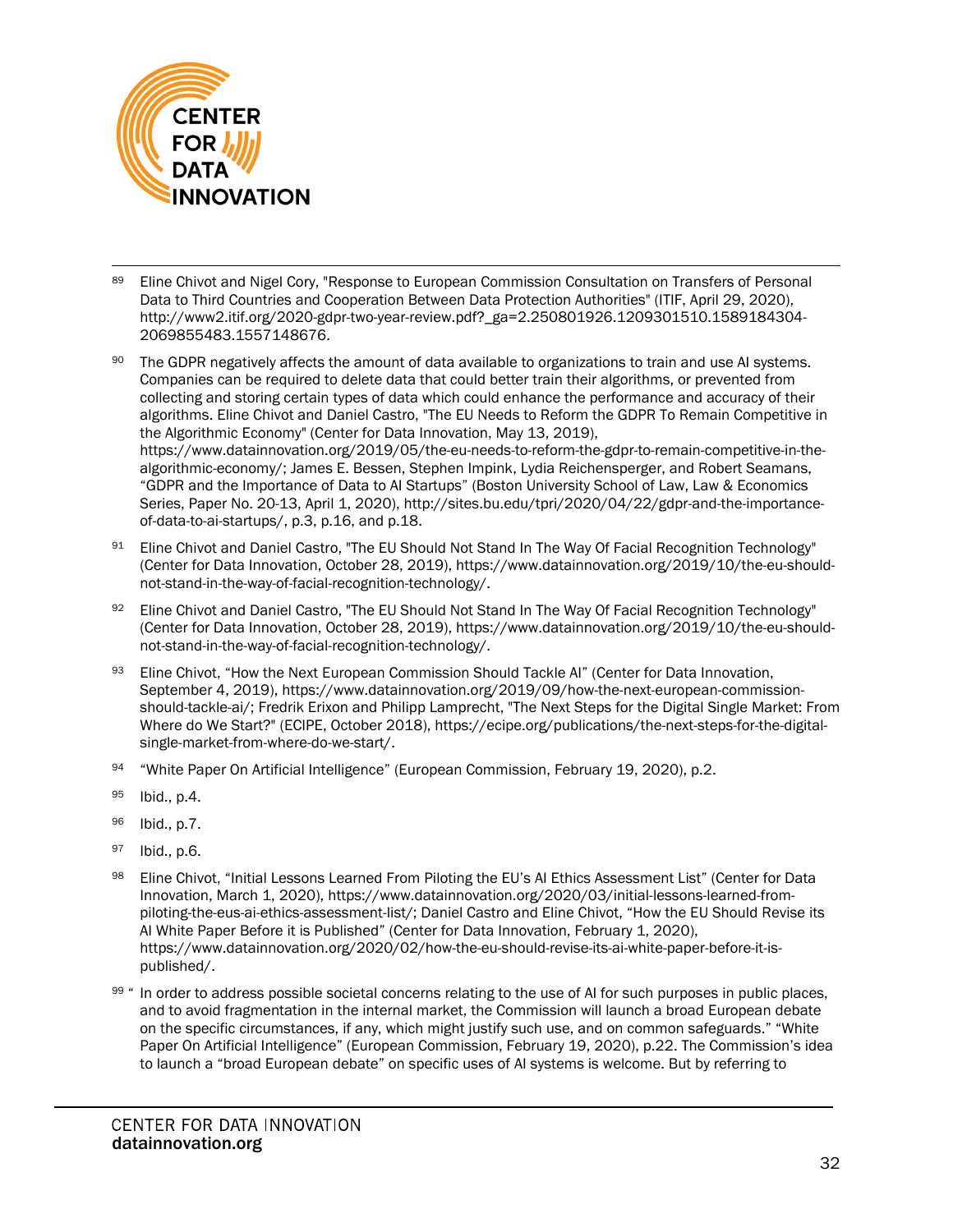[89] Eline Chivot and Nigel Cory, "Response to European Commission Consultation on Transfers of Personal Data to Third Countries and Cooperation Between Data Protection Authorities" (ITIF, April 29, 2020), http://www2.itif.org/2020-gdpr-two-year-review.pdf?_ga=2.250801926.1209301510.1589184304-2069855483.1557148676.

[90] The GDPR negatively affects the amount of data available to organizations to train and use AI systems. Companies can be required to delete data that could better train their algorithms, or prevented from collecting and storing certain types of data which could enhance the performance and accuracy of their algorithms. Eline Chivot and Daniel Castro, "The EU Needs to Reform the GDPR To Remain Competitive in the Algorithmic Economy" (Center for Data Innovation, May 13, 2019), https://www.datainnovation.org/2019/05/the-eu-needs-to-reform-the-gdpr-to-remain-competitive-in-the-algorithmic-economy/; James E. Bessen, Stephen Impink, Lydia Reichensperger, and Robert Seamans, "GDPR and the Importance of Data to AI Startups" (Boston University School of Law, Law & Economics Series, Paper No. 20-13, April 1, 2020), http://sites.bu.edu/tpri/2020/04/22/gdpr-and-the-importance-of-data-to-ai-startups/, p.3, p.16, and p.18.

[91] Eline Chivot and Daniel Castro, "The EU Should Not Stand In The Way Of Facial Recognition Technology" (Center for Data Innovation, October 28, 2019), https://www.datainnovation.org/2019/10/the-eu-should-not-stand-in-the-way-of-facial-recognition-technology/.

[92] Eline Chivot and Daniel Castro, "The EU Should Not Stand In The Way Of Facial Recognition Technology" (Center for Data Innovation, October 28, 2019), https://www.datainnovation.org/2019/10/the-eu-should-not-stand-in-the-way-of-facial-recognition-technology/.

[93] Eline Chivot, "How the Next European Commission Should Tackle AI" (Center for Data Innovation, September 4, 2019), https://www.datainnovation.org/2019/09/how-the-next-european-commission-should-tackle-ai/; Fredrik Erixon and Philipp Lamprecht, "The Next Steps for the Digital Single Market: From Where do We Start?" (ECIPE, October 2018), https://ecipe.org/publications/the-next-steps-for-the-digital-single-market-from-where-do-we-start/.

[94] "White Paper On Artificial Intelligence" (European Commission, February 19, 2020), p.2.

[95] Ibid., p.4.

[96] Ibid., p.7.

[97] Ibid., p.6.

[98] Eline Chivot, "Initial Lessons Learned From Piloting the EU's AI Ethics Assessment List" (Center for Data Innovation, March 1, 2020), https://www.datainnovation.org/2020/03/initial-lessons-learned-from-piloting-the-eus-ai-ethics-assessment-list/; Daniel Castro and Eline Chivot, "How the EU Should Revise its AI White Paper Before it is Published" (Center for Data Innovation, February 1, 2020), https://www.datainnovation.org/2020/02/how-the-eu-should-revise-its-ai-white-paper-before-it-is-published/.

[99] " In order to address possible societal concerns relating to the use of AI for such purposes in public places, and to avoid fragmentation in the internal market, the Commission will launch a broad European debate on the specific circumstances, if any, which might justify such use, and on common safeguards." "White Paper On Artificial Intelligence" (European Commission, February 19, 2020), p.22. The Commission's idea to launch a "broad European debate" on specific uses of AI systems is welcome. But by referring to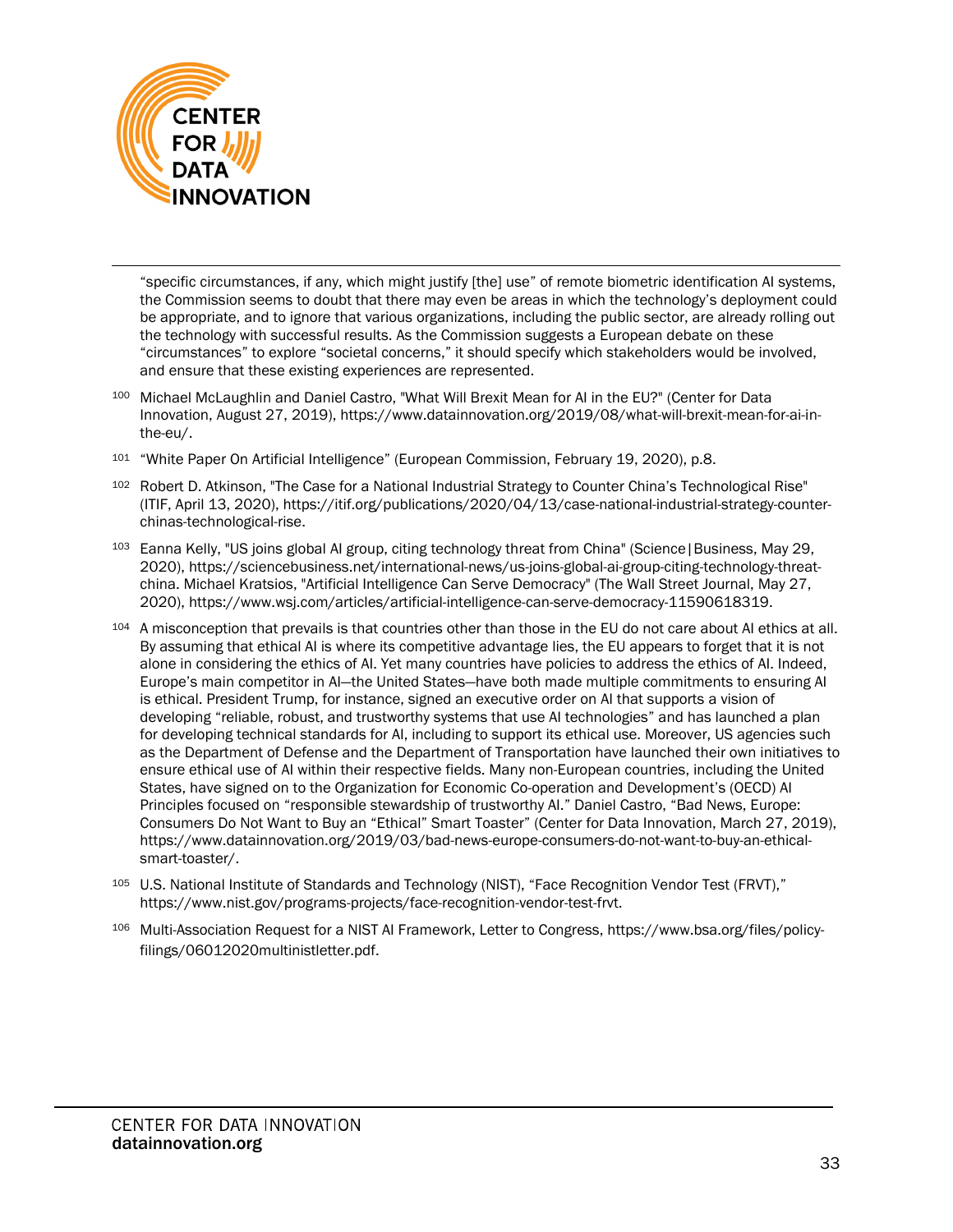"specific circumstances, if any, which might justify [the] use" of remote biometric identification AI systems, the Commission seems to doubt that there may even be areas in which the technology's deployment could be appropriate, and to ignore that various organizations, including the public sector, are already rolling out the technology with successful results. As the Commission suggests a European debate on these "circumstances" to explore "societal concerns," it should specify which stakeholders would be involved, and ensure that these existing experiences are represented.

[100] Michael McLaughlin and Daniel Castro, "What Will Brexit Mean for AI in the EU?" (Center for Data Innovation, August 27, 2019), https://www.datainnovation.org/2019/08/what-will-brexit-mean-for-ai-in-the-eu/.

[101] "White Paper On Artificial Intelligence" (European Commission, February 19, 2020), p.8.

[102] Robert D. Atkinson, "The Case for a National Industrial Strategy to Counter China's Technological Rise" (ITIF, April 13, 2020), https://itif.org/publications/2020/04/13/case-national-industrial-strategy-counter-chinas-technological-rise.

[103] Eanna Kelly, "US joins global AI group, citing technology threat from China" (Science|Business, May 29, 2020), https://sciencebusiness.net/international-news/us-joins-global-ai-group-citing-technology-threat-china. Michael Kratsios, "Artificial Intelligence Can Serve Democracy" (The Wall Street Journal, May 27, 2020), https://www.wsj.com/articles/artificial-intelligence-can-serve-democracy-11590618319.

[104] A misconception that prevails is that countries other than those in the EU do not care about AI ethics at all. By assuming that ethical AI is where its competitive advantage lies, the EU appears to forget that it is not alone in considering the ethics of AI. Yet many countries have policies to address the ethics of AI. Indeed, Europe's main competitor in AI—the United States—have both made multiple commitments to ensuring AI is ethical. President Trump, for instance, signed an executive order on AI that supports a vision of developing "reliable, robust, and trustworthy systems that use AI technologies" and has launched a plan for developing technical standards for AI, including to support its ethical use. Moreover, US agencies such as the Department of Defense and the Department of Transportation have launched their own initiatives to ensure ethical use of AI within their respective fields. Many non-European countries, including the United States, have signed on to the Organization for Economic Co-operation and Development's (OECD) AI Principles focused on "responsible stewardship of trustworthy AI." Daniel Castro, "Bad News, Europe: Consumers Do Not Want to Buy an "Ethical" Smart Toaster" (Center for Data Innovation, March 27, 2019), https://www.datainnovation.org/2019/03/bad-news-europe-consumers-do-not-want-to-buy-an-ethical-smart-toaster/.

[105] U.S. National Institute of Standards and Technology (NIST), "Face Recognition Vendor Test (FRVT)," https://www.nist.gov/programs-projects/face-recognition-vendor-test-frvt.

[106] Multi-Association Request for a NIST AI Framework, Letter to Congress, https://www.bsa.org/files/policy-filings/06012020multinistletter.pdf.